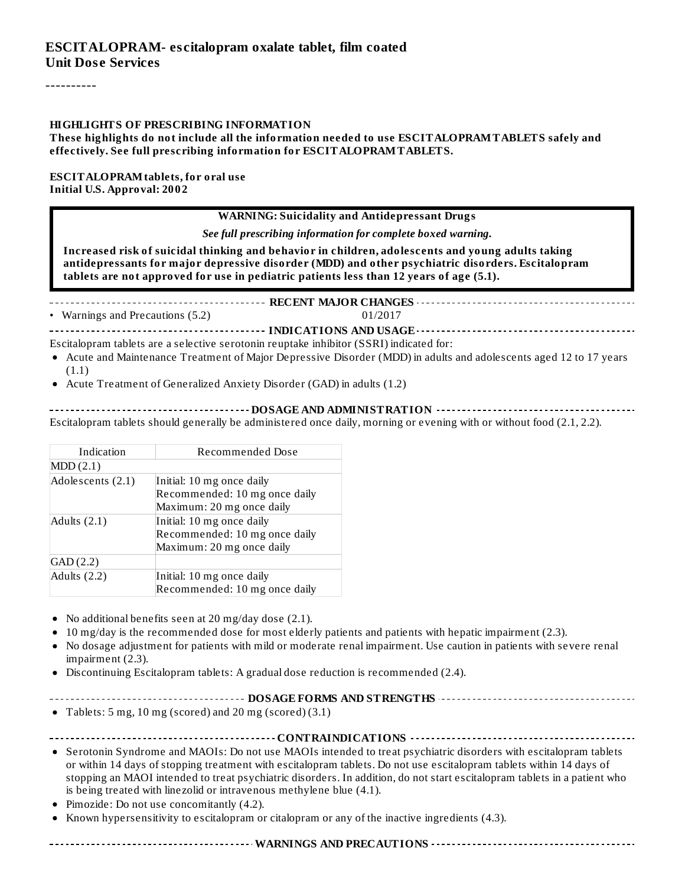# ESCITALOPRAM- escitalopram oxalate tablet, film coated
**Unit Dose Services**

----------

**HIGHLIGHTS OF PRESCRIBING INFORMATION**

**These highlights do not include all the information needed to use ESCITALOPRAM TABLETS safely and effectively. See full prescribing information for ESCITALOPRAM TABLETS.**

**ESCITALOPRAM tablets, for oral use**
**Initial U.S. Approval: 2002**

**WARNING: Suicidality and Antidepressant Drugs**

***See full prescribing information for complete boxed warning.***

**Increased risk of suicidal thinking and behavior in children, adolescents and young adults taking antidepressants for major depressive disorder (MDD) and other psychiatric disorders. Escitalopram tablets are not approved for use in pediatric patients less than 12 years of age (5.1).**

**RECENT MAJOR CHANGES**

- Warnings and Precautions (5.2) 01/2017

**INDICATIONS AND USAGE**

Escitalopram tablets are a selective serotonin reuptake inhibitor (SSRI) indicated for:

- Acute and Maintenance Treatment of Major Depressive Disorder (MDD) in adults and adolescents aged 12 to 17 years (1.1)
- Acute Treatment of Generalized Anxiety Disorder (GAD) in adults (1.2)

**DOSAGE AND ADMINISTRATION**

Escitalopram tablets should generally be administered once daily, morning or evening with or without food (2.1, 2.2).

| Indication | Recommended Dose |
|---|---|
| MDD (2.1) | |
| Adolescents (2.1) | Initial: 10 mg once daily<br>Recommended: 10 mg once daily<br>Maximum: 20 mg once daily |
| Adults (2.1) | Initial: 10 mg once daily<br>Recommended: 10 mg once daily<br>Maximum: 20 mg once daily |
| GAD (2.2) | |
| Adults (2.2) | Initial: 10 mg once daily<br>Recommended: 10 mg once daily |

- No additional benefits seen at 20 mg/day dose (2.1).
- 10 mg/day is the recommended dose for most elderly patients and patients with hepatic impairment (2.3).
- No dosage adjustment for patients with mild or moderate renal impairment. Use caution in patients with severe renal impairment (2.3).
- Discontinuing Escitalopram tablets: A gradual dose reduction is recommended (2.4).

**DOSAGE FORMS AND STRENGTHS**

- Tablets: 5 mg, 10 mg (scored) and 20 mg (scored) (3.1)

**CONTRAINDICATIONS**

- Serotonin Syndrome and MAOIs: Do not use MAOIs intended to treat psychiatric disorders with escitalopram tablets or within 14 days of stopping treatment with escitalopram tablets. Do not use escitalopram tablets within 14 days of stopping an MAOI intended to treat psychiatric disorders. In addition, do not start escitalopram tablets in a patient who is being treated with linezolid or intravenous methylene blue (4.1).
- Pimozide: Do not use concomitantly (4.2).
- Known hypersensitivity to escitalopram or citalopram or any of the inactive ingredients (4.3).

**WARNINGS AND PRECAUTIONS**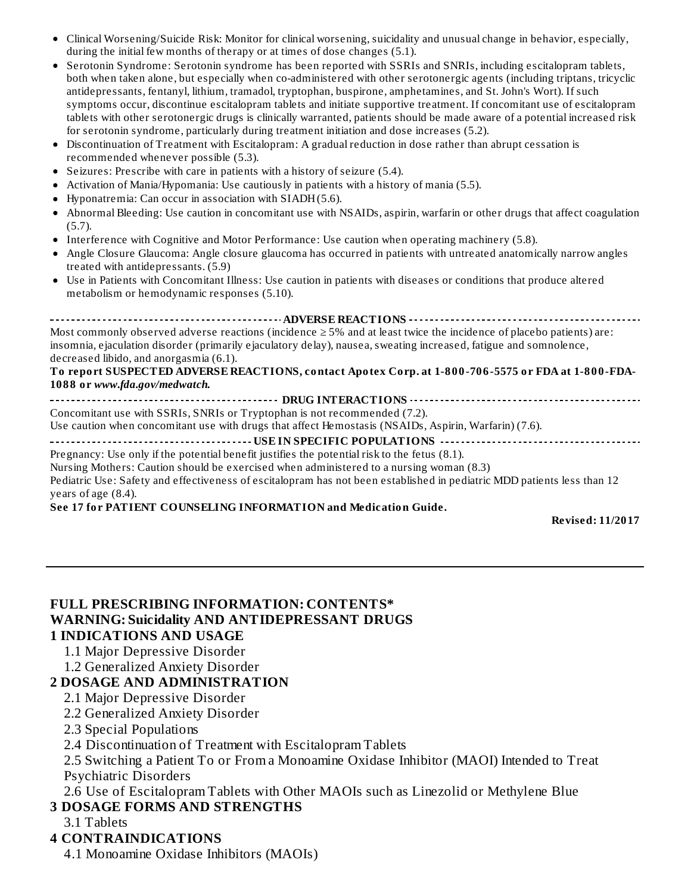- Clinical Worsening/Suicide Risk: Monitor for clinical worsening, suicidality and unusual change in behavior, especially, during the initial few months of therapy or at times of dose changes (5.1).
- Serotonin Syndrome: Serotonin syndrome has been reported with SSRIs and SNRIs, including escitalopram tablets, both when taken alone, but especially when co-administered with other serotonergic agents (including triptans, tricyclic antidepressants, fentanyl, lithium, tramadol, tryptophan, buspirone, amphetamines, and St. John's Wort). If such symptoms occur, discontinue escitalopram tablets and initiate supportive treatment. If concomitant use of escitalopram tablets with other serotonergic drugs is clinically warranted, patients should be made aware of a potential increased risk for serotonin syndrome, particularly during treatment initiation and dose increases (5.2).
- Discontinuation of Treatment with Escitalopram: A gradual reduction in dose rather than abrupt cessation is recommended whenever possible (5.3).
- Seizures: Prescribe with care in patients with a history of seizure (5.4).
- Activation of Mania/Hypomania: Use cautiously in patients with a history of mania (5.5).
- Hyponatremia: Can occur in association with SIADH (5.6).
- Abnormal Bleeding: Use caution in concomitant use with NSAIDs, aspirin, warfarin or other drugs that affect coagulation (5.7).
- Interference with Cognitive and Motor Performance: Use caution when operating machinery (5.8).
- Angle Closure Glaucoma: Angle closure glaucoma has occurred in patients with untreated anatomically narrow angles treated with antidepressants. (5.9)
- Use in Patients with Concomitant Illness: Use caution in patients with diseases or conditions that produce altered metabolism or hemodynamic responses (5.10).

**ADVERSE REACTIONS**

Most commonly observed adverse reactions (incidence ≥ 5% and at least twice the incidence of placebo patients) are: insomnia, ejaculation disorder (primarily ejaculatory delay), nausea, sweating increased, fatigue and somnolence, decreased libido, and anorgasmia (6.1).

**To report SUSPECTED ADVERSE REACTIONS, contact Apotex Corp. at 1-800-706-5575 or FDA at 1-800-FDA-1088 or *www.fda.gov/medwatch.***

**DRUG INTERACTIONS**

Concomitant use with SSRIs, SNRIs or Tryptophan is not recommended (7.2).
Use caution when concomitant use with drugs that affect Hemostasis (NSAIDs, Aspirin, Warfarin) (7.6).

**USE IN SPECIFIC POPULATIONS**

Pregnancy: Use only if the potential benefit justifies the potential risk to the fetus (8.1).
Nursing Mothers: Caution should be exercised when administered to a nursing woman (8.3)
Pediatric Use: Safety and effectiveness of escitalopram has not been established in pediatric MDD patients less than 12 years of age (8.4).

**See 17 for PATIENT COUNSELING INFORMATION and Medication Guide.**

**Revised: 11/2017**

---

## FULL PRESCRIBING INFORMATION: CONTENTS*

**WARNING: Suicidality AND ANTIDEPRESSANT DRUGS**

**1 INDICATIONS AND USAGE**
- 1.1 Major Depressive Disorder
- 1.2 Generalized Anxiety Disorder

**2 DOSAGE AND ADMINISTRATION**
- 2.1 Major Depressive Disorder
- 2.2 Generalized Anxiety Disorder
- 2.3 Special Populations
- 2.4 Discontinuation of Treatment with Escitalopram Tablets
- 2.5 Switching a Patient To or From a Monoamine Oxidase Inhibitor (MAOI) Intended to Treat Psychiatric Disorders
- 2.6 Use of Escitalopram Tablets with Other MAOIs such as Linezolid or Methylene Blue

**3 DOSAGE FORMS AND STRENGTHS**
- 3.1 Tablets

**4 CONTRAINDICATIONS**
- 4.1 Monoamine Oxidase Inhibitors (MAOIs)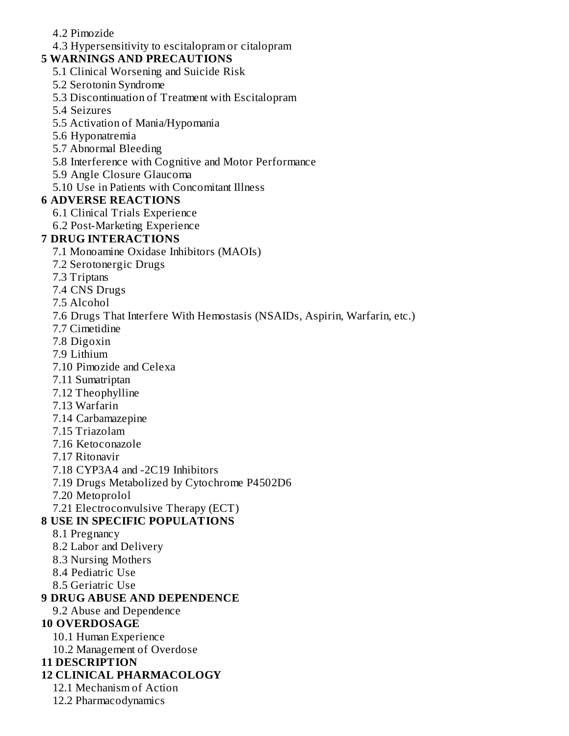4.2 Pimozide

4.3 Hypersensitivity to escitalopram or citalopram

**5 WARNINGS AND PRECAUTIONS**

5.1 Clinical Worsening and Suicide Risk

5.2 Serotonin Syndrome

5.3 Discontinuation of Treatment with Escitalopram

5.4 Seizures

5.5 Activation of Mania/Hypomania

5.6 Hyponatremia

5.7 Abnormal Bleeding

5.8 Interference with Cognitive and Motor Performance

5.9 Angle Closure Glaucoma

5.10 Use in Patients with Concomitant Illness

**6 ADVERSE REACTIONS**

6.1 Clinical Trials Experience

6.2 Post-Marketing Experience

**7 DRUG INTERACTIONS**

7.1 Monoamine Oxidase Inhibitors (MAOIs)

7.2 Serotonergic Drugs

7.3 Triptans

7.4 CNS Drugs

7.5 Alcohol

7.6 Drugs That Interfere With Hemostasis (NSAIDs, Aspirin, Warfarin, etc.)

7.7 Cimetidine

7.8 Digoxin

7.9 Lithium

7.10 Pimozide and Celexa

7.11 Sumatriptan

7.12 Theophylline

7.13 Warfarin

7.14 Carbamazepine

7.15 Triazolam

7.16 Ketoconazole

7.17 Ritonavir

7.18 CYP3A4 and -2C19 Inhibitors

7.19 Drugs Metabolized by Cytochrome P4502D6

7.20 Metoprolol

7.21 Electroconvulsive Therapy (ECT)

**8 USE IN SPECIFIC POPULATIONS**

8.1 Pregnancy

8.2 Labor and Delivery

8.3 Nursing Mothers

8.4 Pediatric Use

8.5 Geriatric Use

**9 DRUG ABUSE AND DEPENDENCE**

9.2 Abuse and Dependence

**10 OVERDOSAGE**

10.1 Human Experience

10.2 Management of Overdose

**11 DESCRIPTION**

**12 CLINICAL PHARMACOLOGY**

12.1 Mechanism of Action

12.2 Pharmacodynamics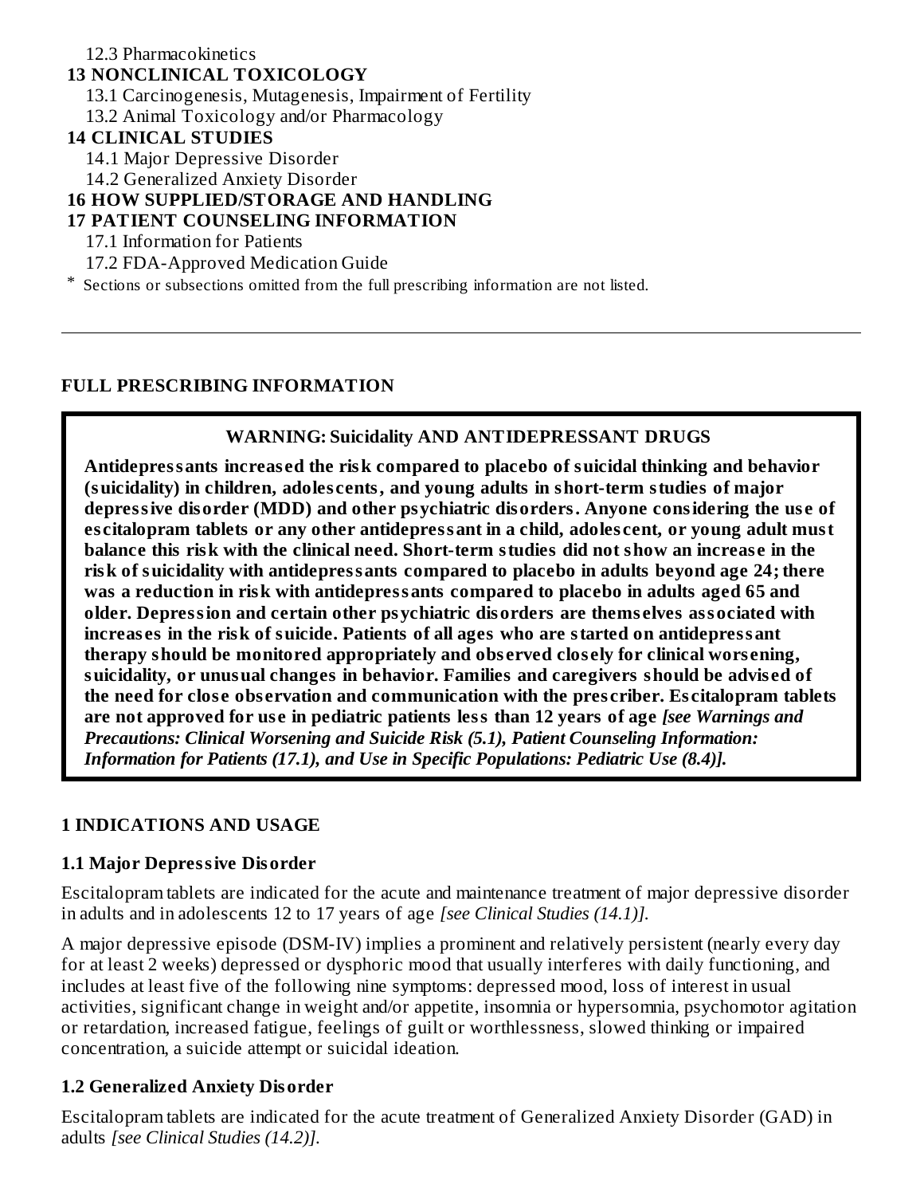12.3 Pharmacokinetics

**13 NONCLINICAL TOXICOLOGY**

13.1 Carcinogenesis, Mutagenesis, Impairment of Fertility

13.2 Animal Toxicology and/or Pharmacology

**14 CLINICAL STUDIES**

14.1 Major Depressive Disorder

14.2 Generalized Anxiety Disorder

**16 HOW SUPPLIED/STORAGE AND HANDLING**

**17 PATIENT COUNSELING INFORMATION**

17.1 Information for Patients

17.2 FDA-Approved Medication Guide

* Sections or subsections omitted from the full prescribing information are not listed.

---

## FULL PRESCRIBING INFORMATION

> **WARNING: Suicidality AND ANTIDEPRESSANT DRUGS**
>
> **Antidepressants increased the risk compared to placebo of suicidal thinking and behavior (suicidality) in children, adolescents, and young adults in short-term studies of major depressive disorder (MDD) and other psychiatric disorders. Anyone considering the use of escitalopram tablets or any other antidepressant in a child, adolescent, or young adult must balance this risk with the clinical need. Short-term studies did not show an increase in the risk of suicidality with antidepressants compared to placebo in adults beyond age 24; there was a reduction in risk with antidepressants compared to placebo in adults aged 65 and older. Depression and certain other psychiatric disorders are themselves associated with increases in the risk of suicide. Patients of all ages who are started on antidepressant therapy should be monitored appropriately and observed closely for clinical worsening, suicidality, or unusual changes in behavior. Families and caregivers should be advised of the need for close observation and communication with the prescriber. Escitalopram tablets are not approved for use in pediatric patients less than 12 years of age** ***[see Warnings and Precautions: Clinical Worsening and Suicide Risk (5.1), Patient Counseling Information: Information for Patients (17.1), and Use in Specific Populations: Pediatric Use (8.4)].***

## 1 INDICATIONS AND USAGE

### 1.1 Major Depressive Disorder

Escitalopram tablets are indicated for the acute and maintenance treatment of major depressive disorder in adults and in adolescents 12 to 17 years of age *[see Clinical Studies (14.1)].*

A major depressive episode (DSM-IV) implies a prominent and relatively persistent (nearly every day for at least 2 weeks) depressed or dysphoric mood that usually interferes with daily functioning, and includes at least five of the following nine symptoms: depressed mood, loss of interest in usual activities, significant change in weight and/or appetite, insomnia or hypersomnia, psychomotor agitation or retardation, increased fatigue, feelings of guilt or worthlessness, slowed thinking or impaired concentration, a suicide attempt or suicidal ideation.

### 1.2 Generalized Anxiety Disorder

Escitalopram tablets are indicated for the acute treatment of Generalized Anxiety Disorder (GAD) in adults *[see Clinical Studies (14.2)].*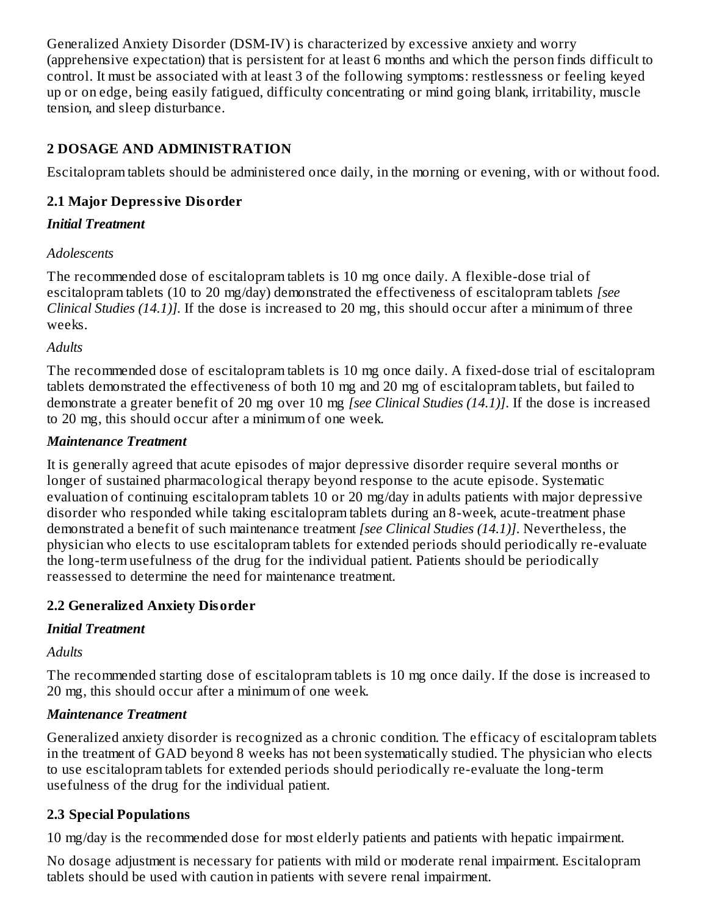Generalized Anxiety Disorder (DSM-IV) is characterized by excessive anxiety and worry (apprehensive expectation) that is persistent for at least 6 months and which the person finds difficult to control. It must be associated with at least 3 of the following symptoms: restlessness or feeling keyed up or on edge, being easily fatigued, difficulty concentrating or mind going blank, irritability, muscle tension, and sleep disturbance.

## 2 DOSAGE AND ADMINISTRATION

Escitalopram tablets should be administered once daily, in the morning or evening, with or without food.

### 2.1 Major Depressive Disorder

***Initial Treatment***

*Adolescents*

The recommended dose of escitalopram tablets is 10 mg once daily. A flexible-dose trial of escitalopram tablets (10 to 20 mg/day) demonstrated the effectiveness of escitalopram tablets *[see Clinical Studies (14.1)]*. If the dose is increased to 20 mg, this should occur after a minimum of three weeks.

*Adults*

The recommended dose of escitalopram tablets is 10 mg once daily. A fixed-dose trial of escitalopram tablets demonstrated the effectiveness of both 10 mg and 20 mg of escitalopram tablets, but failed to demonstrate a greater benefit of 20 mg over 10 mg *[see Clinical Studies (14.1)]*. If the dose is increased to 20 mg, this should occur after a minimum of one week.

***Maintenance Treatment***

It is generally agreed that acute episodes of major depressive disorder require several months or longer of sustained pharmacological therapy beyond response to the acute episode. Systematic evaluation of continuing escitalopram tablets 10 or 20 mg/day in adults patients with major depressive disorder who responded while taking escitalopram tablets during an 8-week, acute-treatment phase demonstrated a benefit of such maintenance treatment *[see Clinical Studies (14.1)]*. Nevertheless, the physician who elects to use escitalopram tablets for extended periods should periodically re-evaluate the long-term usefulness of the drug for the individual patient. Patients should be periodically reassessed to determine the need for maintenance treatment.

### 2.2 Generalized Anxiety Disorder

***Initial Treatment***

*Adults*

The recommended starting dose of escitalopram tablets is 10 mg once daily. If the dose is increased to 20 mg, this should occur after a minimum of one week.

***Maintenance Treatment***

Generalized anxiety disorder is recognized as a chronic condition. The efficacy of escitalopram tablets in the treatment of GAD beyond 8 weeks has not been systematically studied. The physician who elects to use escitalopram tablets for extended periods should periodically re-evaluate the long-term usefulness of the drug for the individual patient.

### 2.3 Special Populations

10 mg/day is the recommended dose for most elderly patients and patients with hepatic impairment.

No dosage adjustment is necessary for patients with mild or moderate renal impairment. Escitalopram tablets should be used with caution in patients with severe renal impairment.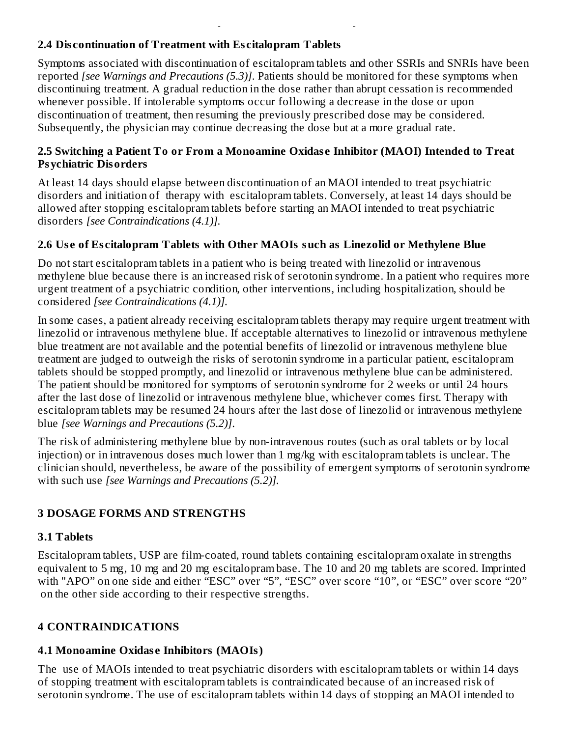### 2.4 Discontinuation of Treatment with Escitalopram Tablets

Symptoms associated with discontinuation of escitalopram tablets and other SSRIs and SNRIs have been reported *[see Warnings and Precautions (5.3)]*. Patients should be monitored for these symptoms when discontinuing treatment. A gradual reduction in the dose rather than abrupt cessation is recommended whenever possible. If intolerable symptoms occur following a decrease in the dose or upon discontinuation of treatment, then resuming the previously prescribed dose may be considered. Subsequently, the physician may continue decreasing the dose but at a more gradual rate.

### 2.5 Switching a Patient To or From a Monoamine Oxidase Inhibitor (MAOI) Intended to Treat Psychiatric Disorders

At least 14 days should elapse between discontinuation of an MAOI intended to treat psychiatric disorders and initiation of therapy with escitalopram tablets. Conversely, at least 14 days should be allowed after stopping escitalopram tablets before starting an MAOI intended to treat psychiatric disorders *[see Contraindications (4.1)].*

### 2.6 Use of Escitalopram Tablets with Other MAOIs such as Linezolid or Methylene Blue

Do not start escitalopram tablets in a patient who is being treated with linezolid or intravenous methylene blue because there is an increased risk of serotonin syndrome. In a patient who requires more urgent treatment of a psychiatric condition, other interventions, including hospitalization, should be considered *[see Contraindications (4.1)].*

In some cases, a patient already receiving escitalopram tablets therapy may require urgent treatment with linezolid or intravenous methylene blue. If acceptable alternatives to linezolid or intravenous methylene blue treatment are not available and the potential benefits of linezolid or intravenous methylene blue treatment are judged to outweigh the risks of serotonin syndrome in a particular patient, escitalopram tablets should be stopped promptly, and linezolid or intravenous methylene blue can be administered. The patient should be monitored for symptoms of serotonin syndrome for 2 weeks or until 24 hours after the last dose of linezolid or intravenous methylene blue, whichever comes first. Therapy with escitalopram tablets may be resumed 24 hours after the last dose of linezolid or intravenous methylene blue *[see Warnings and Precautions (5.2)].*

The risk of administering methylene blue by non-intravenous routes (such as oral tablets or by local injection) or in intravenous doses much lower than 1 mg/kg with escitalopram tablets is unclear. The clinician should, nevertheless, be aware of the possibility of emergent symptoms of serotonin syndrome with such use *[see Warnings and Precautions (5.2)].*

## 3 DOSAGE FORMS AND STRENGTHS

### 3.1 Tablets

Escitalopram tablets, USP are film-coated, round tablets containing escitalopram oxalate in strengths equivalent to 5 mg, 10 mg and 20 mg escitalopram base. The 10 and 20 mg tablets are scored. Imprinted with "APO" on one side and either "ESC" over "5", "ESC" over score "10", or "ESC" over score "20" on the other side according to their respective strengths.

## 4 CONTRAINDICATIONS

### 4.1 Monoamine Oxidase Inhibitors (MAOIs)

The use of MAOIs intended to treat psychiatric disorders with escitalopram tablets or within 14 days of stopping treatment with escitalopram tablets is contraindicated because of an increased risk of serotonin syndrome. The use of escitalopram tablets within 14 days of stopping an MAOI intended to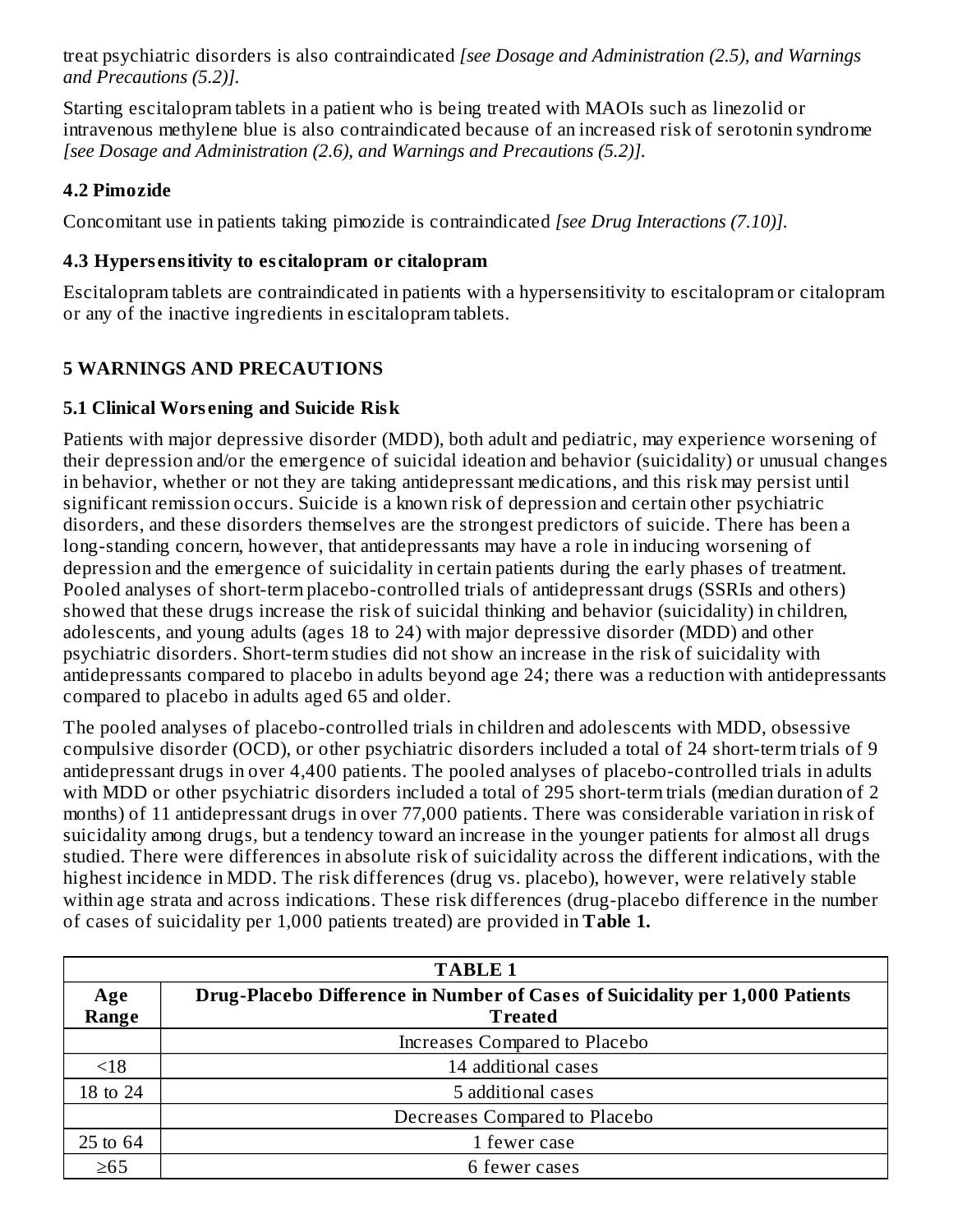treat psychiatric disorders is also contraindicated *[see Dosage and Administration (2.5), and Warnings and Precautions (5.2)].*

Starting escitalopram tablets in a patient who is being treated with MAOIs such as linezolid or intravenous methylene blue is also contraindicated because of an increased risk of serotonin syndrome *[see Dosage and Administration (2.6), and Warnings and Precautions (5.2)].*

### 4.2 Pimozide

Concomitant use in patients taking pimozide is contraindicated *[see Drug Interactions (7.10)].*

### 4.3 Hypersensitivity to escitalopram or citalopram

Escitalopram tablets are contraindicated in patients with a hypersensitivity to escitalopram or citalopram or any of the inactive ingredients in escitalopram tablets.

## 5 WARNINGS AND PRECAUTIONS

### 5.1 Clinical Worsening and Suicide Risk

Patients with major depressive disorder (MDD), both adult and pediatric, may experience worsening of their depression and/or the emergence of suicidal ideation and behavior (suicidality) or unusual changes in behavior, whether or not they are taking antidepressant medications, and this risk may persist until significant remission occurs. Suicide is a known risk of depression and certain other psychiatric disorders, and these disorders themselves are the strongest predictors of suicide. There has been a long-standing concern, however, that antidepressants may have a role in inducing worsening of depression and the emergence of suicidality in certain patients during the early phases of treatment. Pooled analyses of short-term placebo-controlled trials of antidepressant drugs (SSRIs and others) showed that these drugs increase the risk of suicidal thinking and behavior (suicidality) in children, adolescents, and young adults (ages 18 to 24) with major depressive disorder (MDD) and other psychiatric disorders. Short-term studies did not show an increase in the risk of suicidality with antidepressants compared to placebo in adults beyond age 24; there was a reduction with antidepressants compared to placebo in adults aged 65 and older.

The pooled analyses of placebo-controlled trials in children and adolescents with MDD, obsessive compulsive disorder (OCD), or other psychiatric disorders included a total of 24 short-term trials of 9 antidepressant drugs in over 4,400 patients. The pooled analyses of placebo-controlled trials in adults with MDD or other psychiatric disorders included a total of 295 short-term trials (median duration of 2 months) of 11 antidepressant drugs in over 77,000 patients. There was considerable variation in risk of suicidality among drugs, but a tendency toward an increase in the younger patients for almost all drugs studied. There were differences in absolute risk of suicidality across the different indications, with the highest incidence in MDD. The risk differences (drug vs. placebo), however, were relatively stable within age strata and across indications. These risk differences (drug-placebo difference in the number of cases of suicidality per 1,000 patients treated) are provided in **Table 1.**

| **TABLE 1** | |
|---|---|
| **Age Range** | **Drug-Placebo Difference in Number of Cases of Suicidality per 1,000 Patients Treated** |
| | Increases Compared to Placebo |
| <18 | 14 additional cases |
| 18 to 24 | 5 additional cases |
| | Decreases Compared to Placebo |
| 25 to 64 | 1 fewer case |
| ≥65 | 6 fewer cases |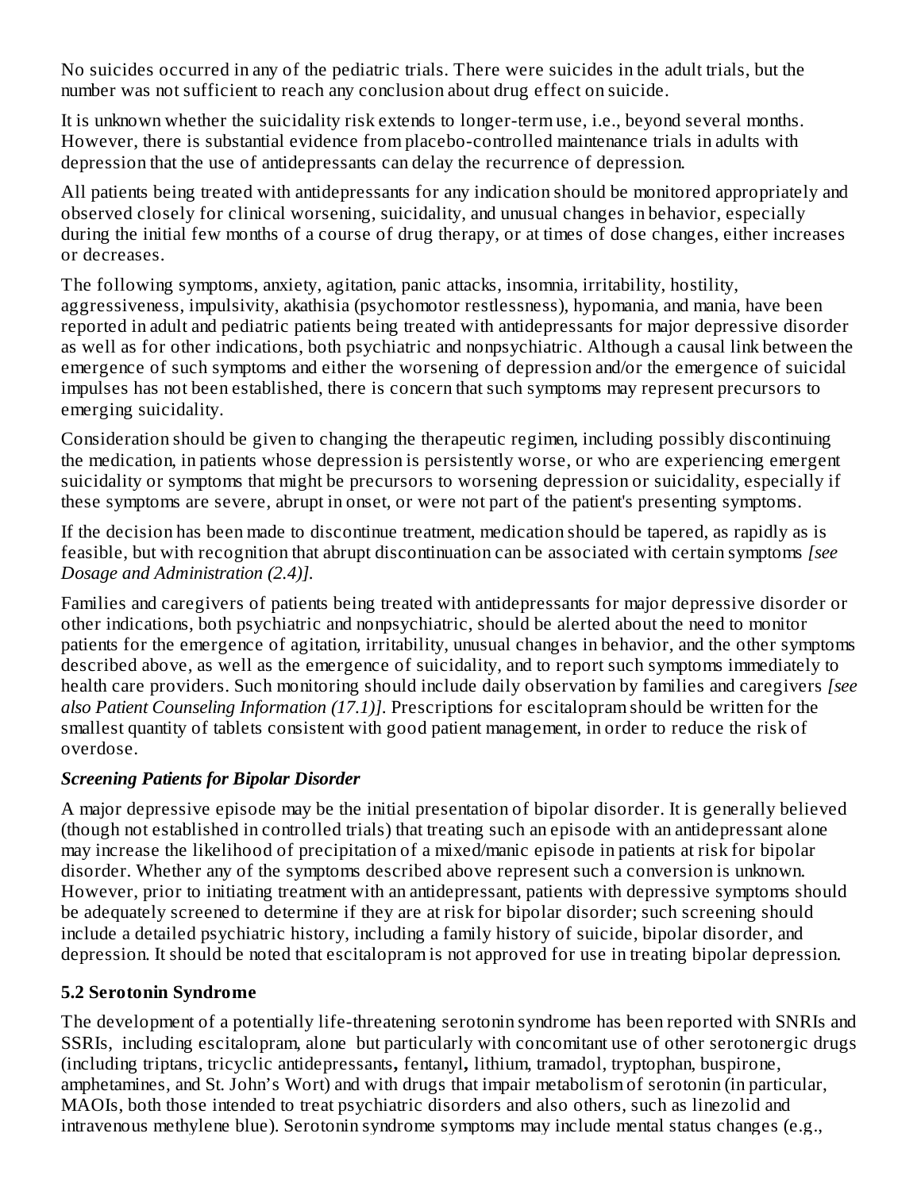No suicides occurred in any of the pediatric trials. There were suicides in the adult trials, but the number was not sufficient to reach any conclusion about drug effect on suicide.

It is unknown whether the suicidality risk extends to longer-term use, i.e., beyond several months. However, there is substantial evidence from placebo-controlled maintenance trials in adults with depression that the use of antidepressants can delay the recurrence of depression.

All patients being treated with antidepressants for any indication should be monitored appropriately and observed closely for clinical worsening, suicidality, and unusual changes in behavior, especially during the initial few months of a course of drug therapy, or at times of dose changes, either increases or decreases.

The following symptoms, anxiety, agitation, panic attacks, insomnia, irritability, hostility, aggressiveness, impulsivity, akathisia (psychomotor restlessness), hypomania, and mania, have been reported in adult and pediatric patients being treated with antidepressants for major depressive disorder as well as for other indications, both psychiatric and nonpsychiatric. Although a causal link between the emergence of such symptoms and either the worsening of depression and/or the emergence of suicidal impulses has not been established, there is concern that such symptoms may represent precursors to emerging suicidality.

Consideration should be given to changing the therapeutic regimen, including possibly discontinuing the medication, in patients whose depression is persistently worse, or who are experiencing emergent suicidality or symptoms that might be precursors to worsening depression or suicidality, especially if these symptoms are severe, abrupt in onset, or were not part of the patient's presenting symptoms.

If the decision has been made to discontinue treatment, medication should be tapered, as rapidly as is feasible, but with recognition that abrupt discontinuation can be associated with certain symptoms *[see Dosage and Administration (2.4)].*

Families and caregivers of patients being treated with antidepressants for major depressive disorder or other indications, both psychiatric and nonpsychiatric, should be alerted about the need to monitor patients for the emergence of agitation, irritability, unusual changes in behavior, and the other symptoms described above, as well as the emergence of suicidality, and to report such symptoms immediately to health care providers. Such monitoring should include daily observation by families and caregivers *[see also Patient Counseling Information (17.1)]*. Prescriptions for escitalopram should be written for the smallest quantity of tablets consistent with good patient management, in order to reduce the risk of overdose.

***Screening Patients for Bipolar Disorder***

A major depressive episode may be the initial presentation of bipolar disorder. It is generally believed (though not established in controlled trials) that treating such an episode with an antidepressant alone may increase the likelihood of precipitation of a mixed/manic episode in patients at risk for bipolar disorder. Whether any of the symptoms described above represent such a conversion is unknown. However, prior to initiating treatment with an antidepressant, patients with depressive symptoms should be adequately screened to determine if they are at risk for bipolar disorder; such screening should include a detailed psychiatric history, including a family history of suicide, bipolar disorder, and depression. It should be noted that escitalopram is not approved for use in treating bipolar depression.

### 5.2 Serotonin Syndrome

The development of a potentially life-threatening serotonin syndrome has been reported with SNRIs and SSRIs, including escitalopram, alone but particularly with concomitant use of other serotonergic drugs (including triptans, tricyclic antidepressants, fentanyl, lithium, tramadol, tryptophan, buspirone, amphetamines, and St. John's Wort) and with drugs that impair metabolism of serotonin (in particular, MAOIs, both those intended to treat psychiatric disorders and also others, such as linezolid and intravenous methylene blue). Serotonin syndrome symptoms may include mental status changes (e.g.,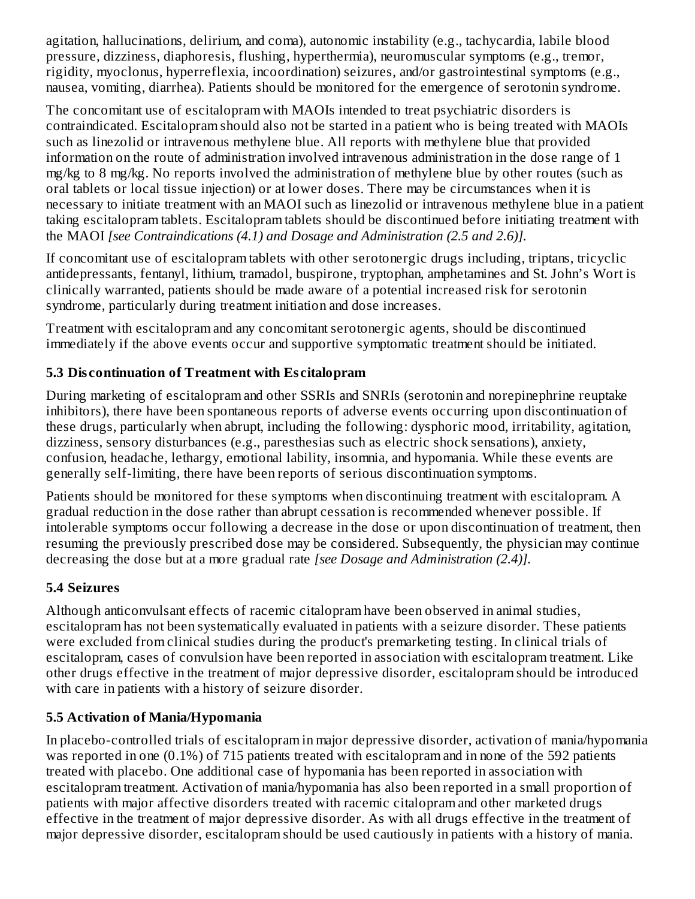agitation, hallucinations, delirium, and coma), autonomic instability (e.g., tachycardia, labile blood pressure, dizziness, diaphoresis, flushing, hyperthermia), neuromuscular symptoms (e.g., tremor, rigidity, myoclonus, hyperreflexia, incoordination) seizures, and/or gastrointestinal symptoms (e.g., nausea, vomiting, diarrhea). Patients should be monitored for the emergence of serotonin syndrome.

The concomitant use of escitalopram with MAOIs intended to treat psychiatric disorders is contraindicated. Escitalopram should also not be started in a patient who is being treated with MAOIs such as linezolid or intravenous methylene blue. All reports with methylene blue that provided information on the route of administration involved intravenous administration in the dose range of 1 mg/kg to 8 mg/kg. No reports involved the administration of methylene blue by other routes (such as oral tablets or local tissue injection) or at lower doses. There may be circumstances when it is necessary to initiate treatment with an MAOI such as linezolid or intravenous methylene blue in a patient taking escitalopram tablets. Escitalopram tablets should be discontinued before initiating treatment with the MAOI *[see Contraindications (4.1) and Dosage and Administration (2.5 and 2.6)].*

If concomitant use of escitalopram tablets with other serotonergic drugs including, triptans, tricyclic antidepressants, fentanyl, lithium, tramadol, buspirone, tryptophan, amphetamines and St. John's Wort is clinically warranted, patients should be made aware of a potential increased risk for serotonin syndrome, particularly during treatment initiation and dose increases.

Treatment with escitalopram and any concomitant serotonergic agents, should be discontinued immediately if the above events occur and supportive symptomatic treatment should be initiated.

### 5.3 Discontinuation of Treatment with Escitalopram

During marketing of escitalopram and other SSRIs and SNRIs (serotonin and norepinephrine reuptake inhibitors), there have been spontaneous reports of adverse events occurring upon discontinuation of these drugs, particularly when abrupt, including the following: dysphoric mood, irritability, agitation, dizziness, sensory disturbances (e.g., paresthesias such as electric shock sensations), anxiety, confusion, headache, lethargy, emotional lability, insomnia, and hypomania. While these events are generally self-limiting, there have been reports of serious discontinuation symptoms.

Patients should be monitored for these symptoms when discontinuing treatment with escitalopram. A gradual reduction in the dose rather than abrupt cessation is recommended whenever possible. If intolerable symptoms occur following a decrease in the dose or upon discontinuation of treatment, then resuming the previously prescribed dose may be considered. Subsequently, the physician may continue decreasing the dose but at a more gradual rate *[see Dosage and Administration (2.4)].*

### 5.4 Seizures

Although anticonvulsant effects of racemic citalopram have been observed in animal studies, escitalopram has not been systematically evaluated in patients with a seizure disorder. These patients were excluded from clinical studies during the product's premarketing testing. In clinical trials of escitalopram, cases of convulsion have been reported in association with escitalopram treatment. Like other drugs effective in the treatment of major depressive disorder, escitalopram should be introduced with care in patients with a history of seizure disorder.

### 5.5 Activation of Mania/Hypomania

In placebo-controlled trials of escitalopram in major depressive disorder, activation of mania/hypomania was reported in one (0.1%) of 715 patients treated with escitalopram and in none of the 592 patients treated with placebo. One additional case of hypomania has been reported in association with escitalopram treatment. Activation of mania/hypomania has also been reported in a small proportion of patients with major affective disorders treated with racemic citalopram and other marketed drugs effective in the treatment of major depressive disorder. As with all drugs effective in the treatment of major depressive disorder, escitalopram should be used cautiously in patients with a history of mania.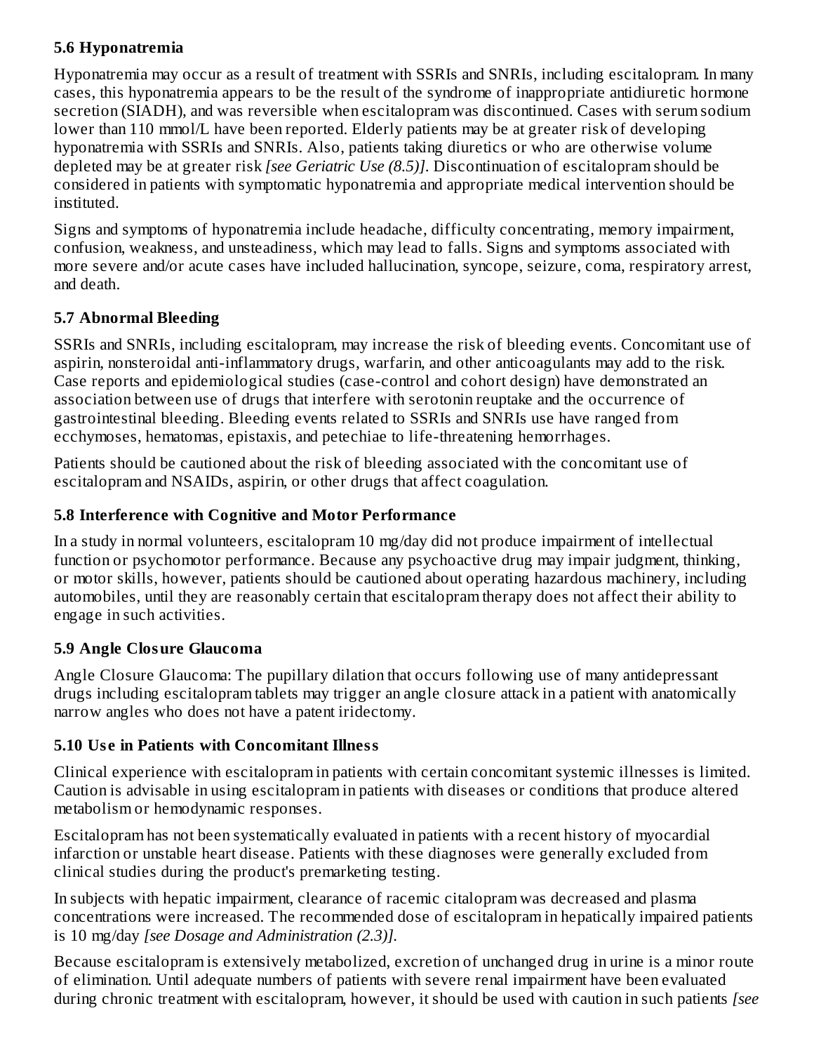### 5.6 Hyponatremia

Hyponatremia may occur as a result of treatment with SSRIs and SNRIs, including escitalopram. In many cases, this hyponatremia appears to be the result of the syndrome of inappropriate antidiuretic hormone secretion (SIADH), and was reversible when escitalopram was discontinued. Cases with serum sodium lower than 110 mmol/L have been reported. Elderly patients may be at greater risk of developing hyponatremia with SSRIs and SNRIs. Also, patients taking diuretics or who are otherwise volume depleted may be at greater risk *[see Geriatric Use (8.5)]*. Discontinuation of escitalopram should be considered in patients with symptomatic hyponatremia and appropriate medical intervention should be instituted.

Signs and symptoms of hyponatremia include headache, difficulty concentrating, memory impairment, confusion, weakness, and unsteadiness, which may lead to falls. Signs and symptoms associated with more severe and/or acute cases have included hallucination, syncope, seizure, coma, respiratory arrest, and death.

### 5.7 Abnormal Bleeding

SSRIs and SNRIs, including escitalopram, may increase the risk of bleeding events. Concomitant use of aspirin, nonsteroidal anti-inflammatory drugs, warfarin, and other anticoagulants may add to the risk. Case reports and epidemiological studies (case-control and cohort design) have demonstrated an association between use of drugs that interfere with serotonin reuptake and the occurrence of gastrointestinal bleeding. Bleeding events related to SSRIs and SNRIs use have ranged from ecchymoses, hematomas, epistaxis, and petechiae to life-threatening hemorrhages.

Patients should be cautioned about the risk of bleeding associated with the concomitant use of escitalopram and NSAIDs, aspirin, or other drugs that affect coagulation.

### 5.8 Interference with Cognitive and Motor Performance

In a study in normal volunteers, escitalopram 10 mg/day did not produce impairment of intellectual function or psychomotor performance. Because any psychoactive drug may impair judgment, thinking, or motor skills, however, patients should be cautioned about operating hazardous machinery, including automobiles, until they are reasonably certain that escitalopram therapy does not affect their ability to engage in such activities.

### 5.9 Angle Closure Glaucoma

Angle Closure Glaucoma: The pupillary dilation that occurs following use of many antidepressant drugs including escitalopram tablets may trigger an angle closure attack in a patient with anatomically narrow angles who does not have a patent iridectomy.

### 5.10 Use in Patients with Concomitant Illness

Clinical experience with escitalopram in patients with certain concomitant systemic illnesses is limited. Caution is advisable in using escitalopram in patients with diseases or conditions that produce altered metabolism or hemodynamic responses.

Escitalopram has not been systematically evaluated in patients with a recent history of myocardial infarction or unstable heart disease. Patients with these diagnoses were generally excluded from clinical studies during the product's premarketing testing.

In subjects with hepatic impairment, clearance of racemic citalopram was decreased and plasma concentrations were increased. The recommended dose of escitalopram in hepatically impaired patients is 10 mg/day *[see Dosage and Administration (2.3)]*.

Because escitalopram is extensively metabolized, excretion of unchanged drug in urine is a minor route of elimination. Until adequate numbers of patients with severe renal impairment have been evaluated during chronic treatment with escitalopram, however, it should be used with caution in such patients *[see*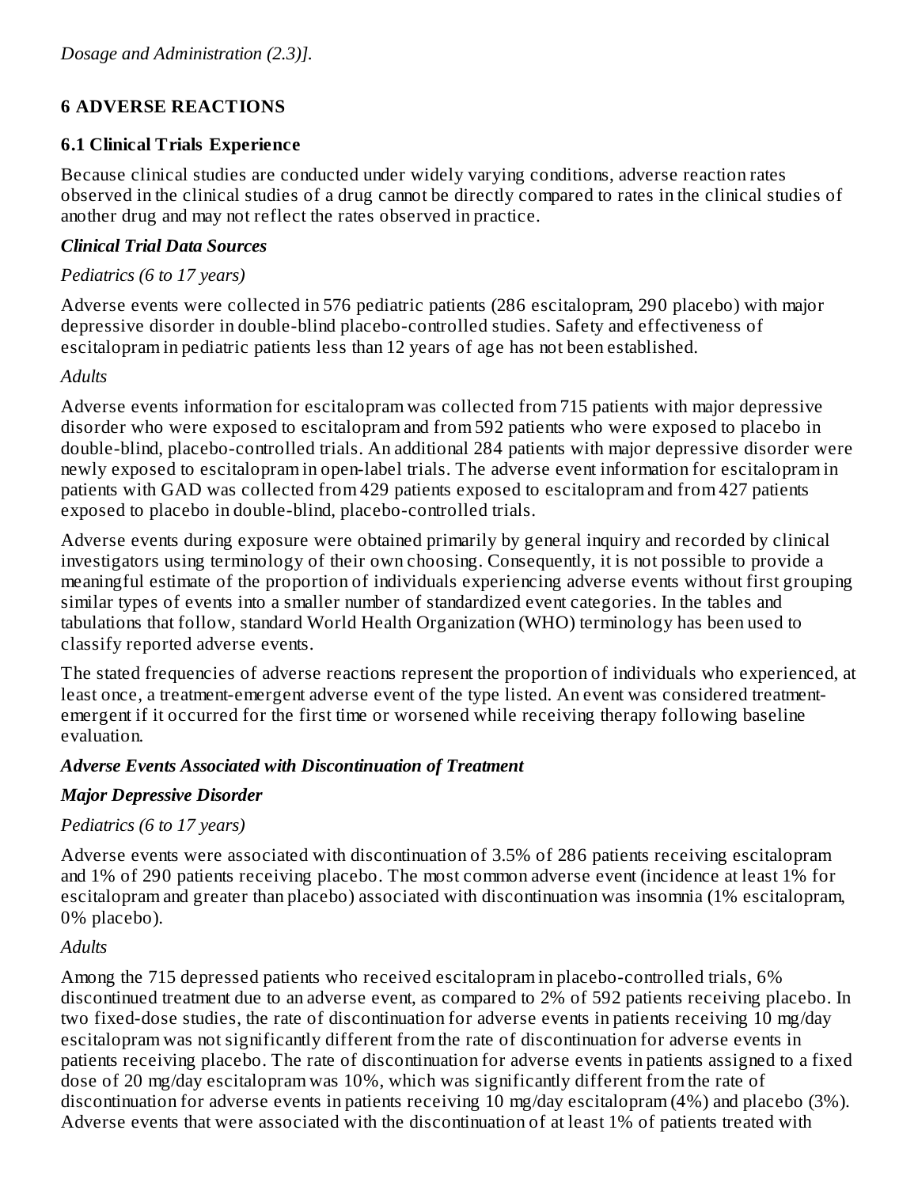*Dosage and Administration (2.3)].*

## 6 ADVERSE REACTIONS

### 6.1 Clinical Trials Experience

Because clinical studies are conducted under widely varying conditions, adverse reaction rates observed in the clinical studies of a drug cannot be directly compared to rates in the clinical studies of another drug and may not reflect the rates observed in practice.

***Clinical Trial Data Sources***

*Pediatrics (6 to 17 years)*

Adverse events were collected in 576 pediatric patients (286 escitalopram, 290 placebo) with major depressive disorder in double-blind placebo-controlled studies. Safety and effectiveness of escitalopram in pediatric patients less than 12 years of age has not been established.

*Adults*

Adverse events information for escitalopram was collected from 715 patients with major depressive disorder who were exposed to escitalopram and from 592 patients who were exposed to placebo in double-blind, placebo-controlled trials. An additional 284 patients with major depressive disorder were newly exposed to escitalopram in open-label trials. The adverse event information for escitalopram in patients with GAD was collected from 429 patients exposed to escitalopram and from 427 patients exposed to placebo in double-blind, placebo-controlled trials.

Adverse events during exposure were obtained primarily by general inquiry and recorded by clinical investigators using terminology of their own choosing. Consequently, it is not possible to provide a meaningful estimate of the proportion of individuals experiencing adverse events without first grouping similar types of events into a smaller number of standardized event categories. In the tables and tabulations that follow, standard World Health Organization (WHO) terminology has been used to classify reported adverse events.

The stated frequencies of adverse reactions represent the proportion of individuals who experienced, at least once, a treatment-emergent adverse event of the type listed. An event was considered treatment-emergent if it occurred for the first time or worsened while receiving therapy following baseline evaluation.

***Adverse Events Associated with Discontinuation of Treatment***

***Major Depressive Disorder***

*Pediatrics (6 to 17 years)*

Adverse events were associated with discontinuation of 3.5% of 286 patients receiving escitalopram and 1% of 290 patients receiving placebo. The most common adverse event (incidence at least 1% for escitalopram and greater than placebo) associated with discontinuation was insomnia (1% escitalopram, 0% placebo).

*Adults*

Among the 715 depressed patients who received escitalopram in placebo-controlled trials, 6% discontinued treatment due to an adverse event, as compared to 2% of 592 patients receiving placebo. In two fixed-dose studies, the rate of discontinuation for adverse events in patients receiving 10 mg/day escitalopram was not significantly different from the rate of discontinuation for adverse events in patients receiving placebo. The rate of discontinuation for adverse events in patients assigned to a fixed dose of 20 mg/day escitalopram was 10%, which was significantly different from the rate of discontinuation for adverse events in patients receiving 10 mg/day escitalopram (4%) and placebo (3%). Adverse events that were associated with the discontinuation of at least 1% of patients treated with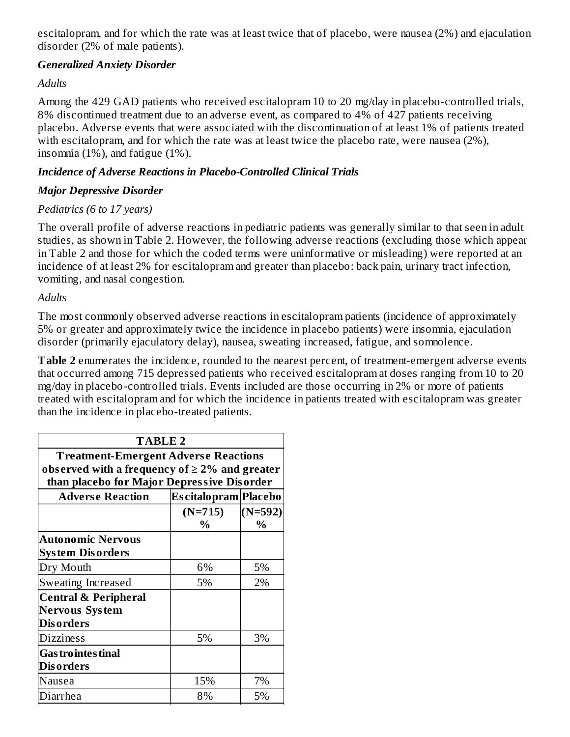escitalopram, and for which the rate was at least twice that of placebo, were nausea (2%) and ejaculation disorder (2% of male patients).

***Generalized Anxiety Disorder***

*Adults*

Among the 429 GAD patients who received escitalopram 10 to 20 mg/day in placebo-controlled trials, 8% discontinued treatment due to an adverse event, as compared to 4% of 427 patients receiving placebo. Adverse events that were associated with the discontinuation of at least 1% of patients treated with escitalopram, and for which the rate was at least twice the placebo rate, were nausea (2%), insomnia (1%), and fatigue (1%).

***Incidence of Adverse Reactions in Placebo-Controlled Clinical Trials***

***Major Depressive Disorder***

*Pediatrics (6 to 17 years)*

The overall profile of adverse reactions in pediatric patients was generally similar to that seen in adult studies, as shown in Table 2. However, the following adverse reactions (excluding those which appear in Table 2 and those for which the coded terms were uninformative or misleading) were reported at an incidence of at least 2% for escitalopram and greater than placebo: back pain, urinary tract infection, vomiting, and nasal congestion.

*Adults*

The most commonly observed adverse reactions in escitalopram patients (incidence of approximately 5% or greater and approximately twice the incidence in placebo patients) were insomnia, ejaculation disorder (primarily ejaculatory delay), nausea, sweating increased, fatigue, and somnolence.

**Table 2** enumerates the incidence, rounded to the nearest percent, of treatment-emergent adverse events that occurred among 715 depressed patients who received escitalopram at doses ranging from 10 to 20 mg/day in placebo-controlled trials. Events included are those occurring in 2% or more of patients treated with escitalopram and for which the incidence in patients treated with escitalopram was greater than the incidence in placebo-treated patients.

**TABLE 2**

**Treatment-Emergent Adverse Reactions observed with a frequency of ≥ 2% and greater than placebo for Major Depressive Disorder**

| Adverse Reaction | Escitalopram | Placebo |
|---|---|---|
| | (N=715) % | (N=592) % |
| **Autonomic Nervous System Disorders** | | |
| Dry Mouth | 6% | 5% |
| Sweating Increased | 5% | 2% |
| **Central & Peripheral Nervous System Disorders** | | |
| Dizziness | 5% | 3% |
| **Gastrointestinal Disorders** | | |
| Nausea | 15% | 7% |
| Diarrhea | 8% | 5% |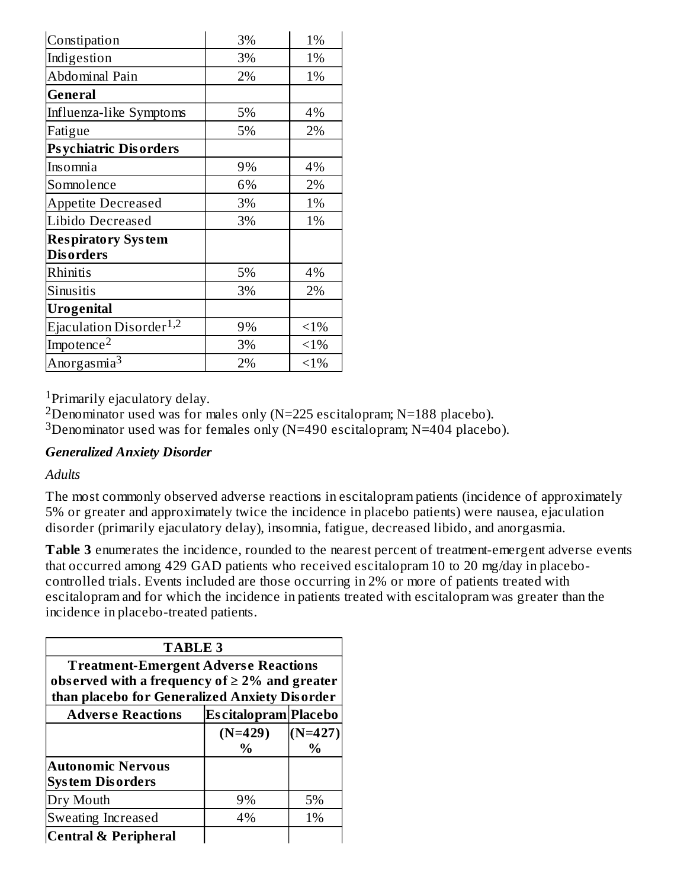| | | |
|---|---|---|
| Constipation | 3% | 1% |
| Indigestion | 3% | 1% |
| Abdominal Pain | 2% | 1% |
| **General** | | |
| Influenza-like Symptoms | 5% | 4% |
| Fatigue | 5% | 2% |
| **Psychiatric Disorders** | | |
| Insomnia | 9% | 4% |
| Somnolence | 6% | 2% |
| Appetite Decreased | 3% | 1% |
| Libido Decreased | 3% | 1% |
| **Respiratory System Disorders** | | |
| Rhinitis | 5% | 4% |
| Sinusitis | 3% | 2% |
| **Urogenital** | | |
| Ejaculation Disorder[1,2] | 9% | <1% |
| Impotence[2] | 3% | <1% |
| Anorgasmia[3] | 2% | <1% |

[1]Primarily ejaculatory delay.
[2]Denominator used was for males only (N=225 escitalopram; N=188 placebo).
[3]Denominator used was for females only (N=490 escitalopram; N=404 placebo).

***Generalized Anxiety Disorder***

*Adults*

The most commonly observed adverse reactions in escitalopram patients (incidence of approximately 5% or greater and approximately twice the incidence in placebo patients) were nausea, ejaculation disorder (primarily ejaculatory delay), insomnia, fatigue, decreased libido, and anorgasmia.

**Table 3** enumerates the incidence, rounded to the nearest percent of treatment-emergent adverse events that occurred among 429 GAD patients who received escitalopram 10 to 20 mg/day in placebo-controlled trials. Events included are those occurring in 2% or more of patients treated with escitalopram and for which the incidence in patients treated with escitalopram was greater than the incidence in placebo-treated patients.

| **TABLE 3 Treatment-Emergent Adverse Reactions observed with a frequency of ≥ 2% and greater than placebo for Generalized Anxiety Disorder** | | |
|---|---|---|
| **Adverse Reactions** | **Escitalopram** | **Placebo** |
| | **(N=429) %** | **(N=427) %** |
| **Autonomic Nervous System Disorders** | | |
| Dry Mouth | 9% | 5% |
| Sweating Increased | 4% | 1% |
| **Central & Peripheral** | | |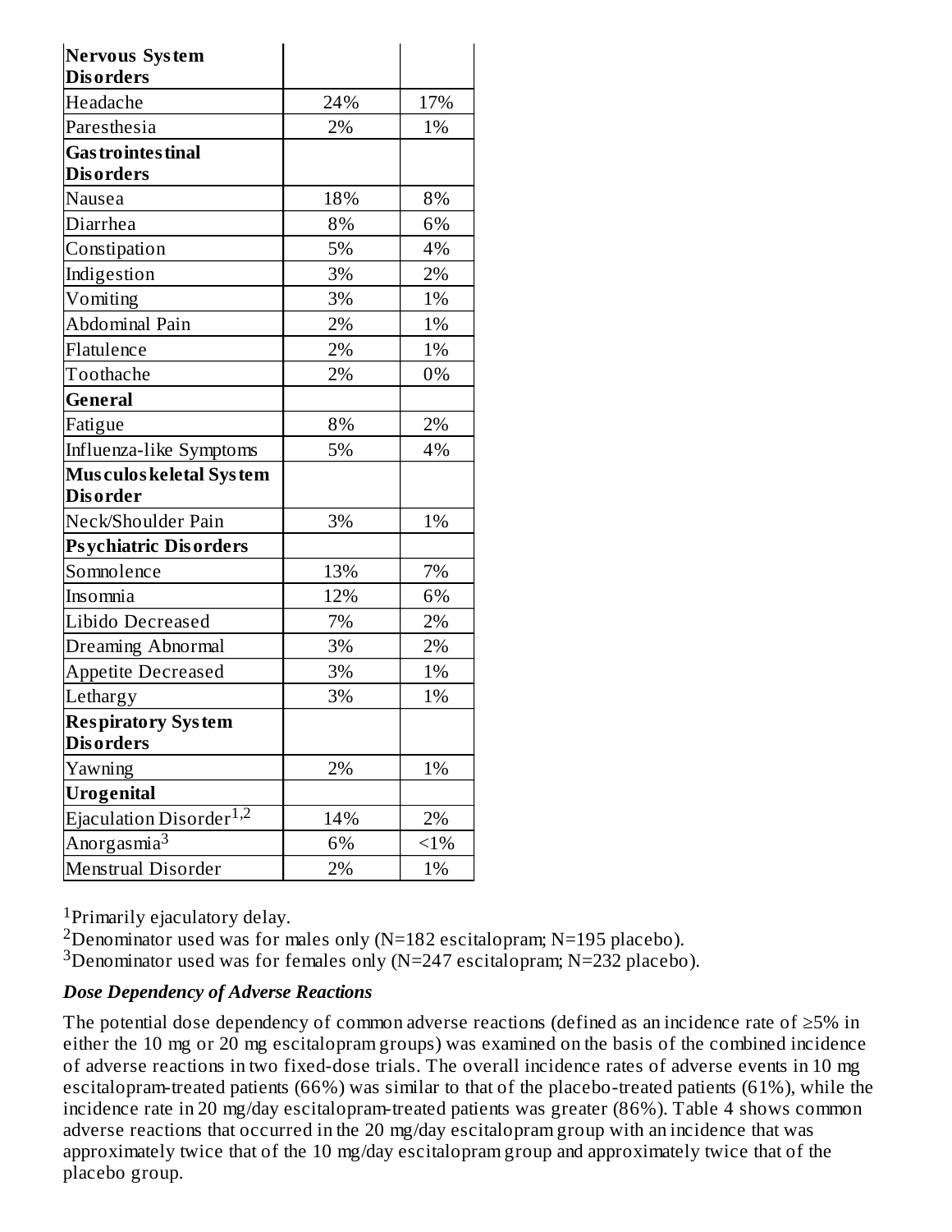| | | |
|---|---|---|
| **Nervous System Disorders** | | |
| Headache | 24% | 17% |
| Paresthesia | 2% | 1% |
| **Gastrointestinal Disorders** | | |
| Nausea | 18% | 8% |
| Diarrhea | 8% | 6% |
| Constipation | 5% | 4% |
| Indigestion | 3% | 2% |
| Vomiting | 3% | 1% |
| Abdominal Pain | 2% | 1% |
| Flatulence | 2% | 1% |
| Toothache | 2% | 0% |
| **General** | | |
| Fatigue | 8% | 2% |
| Influenza-like Symptoms | 5% | 4% |
| **Musculoskeletal System Disorder** | | |
| Neck/Shoulder Pain | 3% | 1% |
| **Psychiatric Disorders** | | |
| Somnolence | 13% | 7% |
| Insomnia | 12% | 6% |
| Libido Decreased | 7% | 2% |
| Dreaming Abnormal | 3% | 2% |
| Appetite Decreased | 3% | 1% |
| Lethargy | 3% | 1% |
| **Respiratory System Disorders** | | |
| Yawning | 2% | 1% |
| **Urogenital** | | |
| Ejaculation Disorder[1,2] | 14% | 2% |
| Anorgasmia[3] | 6% | <1% |
| Menstrual Disorder | 2% | 1% |

[1]Primarily ejaculatory delay.

[2]Denominator used was for males only (N=182 escitalopram; N=195 placebo).

[3]Denominator used was for females only (N=247 escitalopram; N=232 placebo).

***Dose Dependency of Adverse Reactions***

The potential dose dependency of common adverse reactions (defined as an incidence rate of ≥5% in either the 10 mg or 20 mg escitalopram groups) was examined on the basis of the combined incidence of adverse reactions in two fixed-dose trials. The overall incidence rates of adverse events in 10 mg escitalopram-treated patients (66%) was similar to that of the placebo-treated patients (61%), while the incidence rate in 20 mg/day escitalopram-treated patients was greater (86%). Table 4 shows common adverse reactions that occurred in the 20 mg/day escitalopram group with an incidence that was approximately twice that of the 10 mg/day escitalopram group and approximately twice that of the placebo group.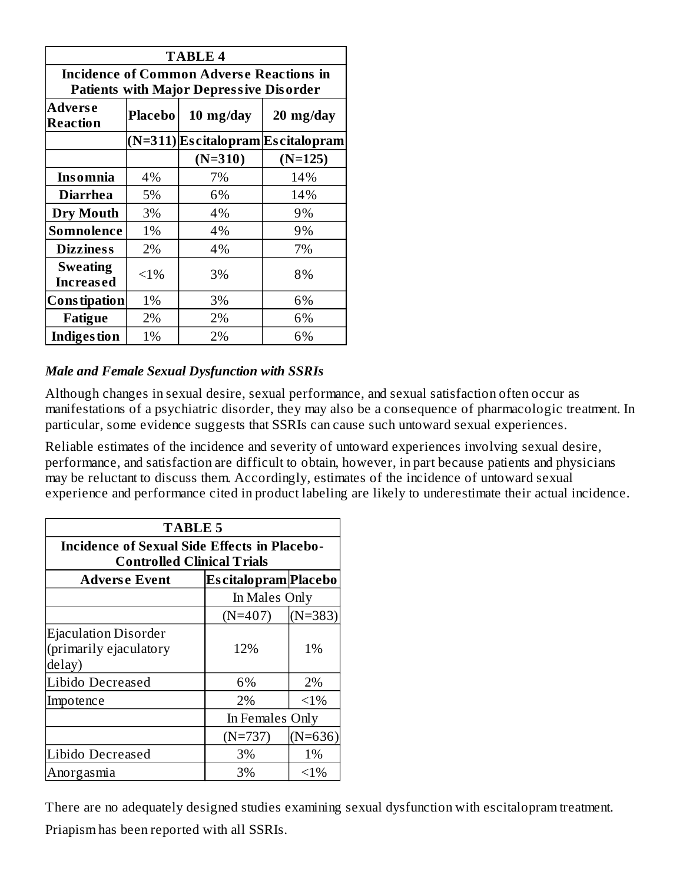| TABLE 4 | | | |
|---|---|---|---|
| **Incidence of Common Adverse Reactions in Patients with Major Depressive Disorder** | | | |
| **Adverse Reaction** | **Placebo** | **10 mg/day** | **20 mg/day** |
| | **(N=311)** | **Escitalopram** | **Escitalopram** |
| | | **(N=310)** | **(N=125)** |
| **Insomnia** | 4% | 7% | 14% |
| **Diarrhea** | 5% | 6% | 14% |
| **Dry Mouth** | 3% | 4% | 9% |
| **Somnolence** | 1% | 4% | 9% |
| **Dizziness** | 2% | 4% | 7% |
| **Sweating Increased** | <1% | 3% | 8% |
| **Constipation** | 1% | 3% | 6% |
| **Fatigue** | 2% | 2% | 6% |
| **Indigestion** | 1% | 2% | 6% |

***Male and Female Sexual Dysfunction with SSRIs***

Although changes in sexual desire, sexual performance, and sexual satisfaction often occur as manifestations of a psychiatric disorder, they may also be a consequence of pharmacologic treatment. In particular, some evidence suggests that SSRIs can cause such untoward sexual experiences.

Reliable estimates of the incidence and severity of untoward experiences involving sexual desire, performance, and satisfaction are difficult to obtain, however, in part because patients and physicians may be reluctant to discuss them. Accordingly, estimates of the incidence of untoward sexual experience and performance cited in product labeling are likely to underestimate their actual incidence.

| TABLE 5 | | |
|---|---|---|
| **Incidence of Sexual Side Effects in Placebo-Controlled Clinical Trials** | | |
| **Adverse Event** | **Escitalopram** | **Placebo** |
| | In Males Only | |
| | (N=407) | (N=383) |
| Ejaculation Disorder (primarily ejaculatory delay) | 12% | 1% |
| Libido Decreased | 6% | 2% |
| Impotence | 2% | <1% |
| | In Females Only | |
| | (N=737) | (N=636) |
| Libido Decreased | 3% | 1% |
| Anorgasmia | 3% | <1% |

There are no adequately designed studies examining sexual dysfunction with escitalopram treatment.

Priapism has been reported with all SSRIs.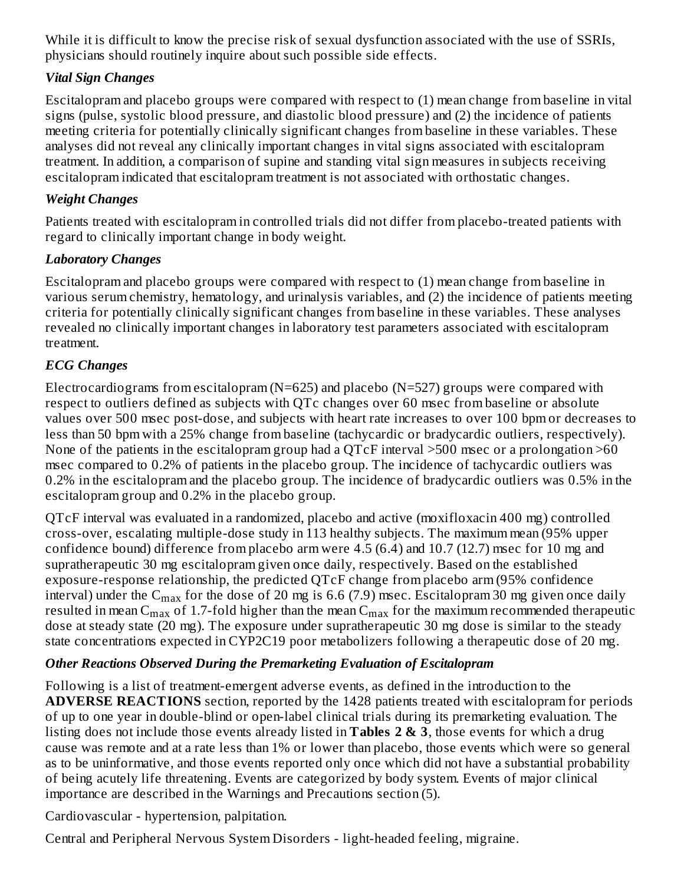While it is difficult to know the precise risk of sexual dysfunction associated with the use of SSRIs, physicians should routinely inquire about such possible side effects.

### *Vital Sign Changes*

Escitalopram and placebo groups were compared with respect to (1) mean change from baseline in vital signs (pulse, systolic blood pressure, and diastolic blood pressure) and (2) the incidence of patients meeting criteria for potentially clinically significant changes from baseline in these variables. These analyses did not reveal any clinically important changes in vital signs associated with escitalopram treatment. In addition, a comparison of supine and standing vital sign measures in subjects receiving escitalopram indicated that escitalopram treatment is not associated with orthostatic changes.

### *Weight Changes*

Patients treated with escitalopram in controlled trials did not differ from placebo-treated patients with regard to clinically important change in body weight.

### *Laboratory Changes*

Escitalopram and placebo groups were compared with respect to (1) mean change from baseline in various serum chemistry, hematology, and urinalysis variables, and (2) the incidence of patients meeting criteria for potentially clinically significant changes from baseline in these variables. These analyses revealed no clinically important changes in laboratory test parameters associated with escitalopram treatment.

### *ECG Changes*

Electrocardiograms from escitalopram (N=625) and placebo (N=527) groups were compared with respect to outliers defined as subjects with QTc changes over 60 msec from baseline or absolute values over 500 msec post-dose, and subjects with heart rate increases to over 100 bpm or decreases to less than 50 bpm with a 25% change from baseline (tachycardic or bradycardic outliers, respectively). None of the patients in the escitalopram group had a QTcF interval >500 msec or a prolongation >60 msec compared to 0.2% of patients in the placebo group. The incidence of tachycardic outliers was 0.2% in the escitalopram and the placebo group. The incidence of bradycardic outliers was 0.5% in the escitalopram group and 0.2% in the placebo group.

QTcF interval was evaluated in a randomized, placebo and active (moxifloxacin 400 mg) controlled cross-over, escalating multiple-dose study in 113 healthy subjects. The maximum mean (95% upper confidence bound) difference from placebo arm were 4.5 (6.4) and 10.7 (12.7) msec for 10 mg and supratherapeutic 30 mg escitalopram given once daily, respectively. Based on the established exposure-response relationship, the predicted QTcF change from placebo arm (95% confidence interval) under the $C_{max}$ for the dose of 20 mg is 6.6 (7.9) msec. Escitalopram 30 mg given once daily resulted in mean $C_{max}$ of 1.7-fold higher than the mean $C_{max}$ for the maximum recommended therapeutic dose at steady state (20 mg). The exposure under supratherapeutic 30 mg dose is similar to the steady state concentrations expected in CYP2C19 poor metabolizers following a therapeutic dose of 20 mg.

### *Other Reactions Observed During the Premarketing Evaluation of Escitalopram*

Following is a list of treatment-emergent adverse events, as defined in the introduction to the **ADVERSE REACTIONS** section, reported by the 1428 patients treated with escitalopram for periods of up to one year in double-blind or open-label clinical trials during its premarketing evaluation. The listing does not include those events already listed in **Tables 2 & 3**, those events for which a drug cause was remote and at a rate less than 1% or lower than placebo, those events which were so general as to be uninformative, and those events reported only once which did not have a substantial probability of being acutely life threatening. Events are categorized by body system. Events of major clinical importance are described in the Warnings and Precautions section (5).

Cardiovascular - hypertension, palpitation.

Central and Peripheral Nervous System Disorders - light-headed feeling, migraine.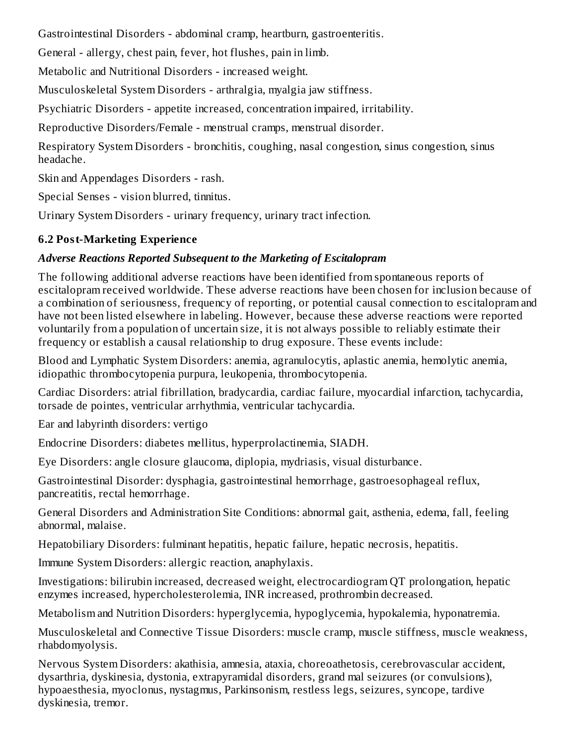Gastrointestinal Disorders - abdominal cramp, heartburn, gastroenteritis.

General - allergy, chest pain, fever, hot flushes, pain in limb.

Metabolic and Nutritional Disorders - increased weight.

Musculoskeletal System Disorders - arthralgia, myalgia jaw stiffness.

Psychiatric Disorders - appetite increased, concentration impaired, irritability.

Reproductive Disorders/Female - menstrual cramps, menstrual disorder.

Respiratory System Disorders - bronchitis, coughing, nasal congestion, sinus congestion, sinus headache.

Skin and Appendages Disorders - rash.

Special Senses - vision blurred, tinnitus.

Urinary System Disorders - urinary frequency, urinary tract infection.

### 6.2 Post-Marketing Experience

***Adverse Reactions Reported Subsequent to the Marketing of Escitalopram***

The following additional adverse reactions have been identified from spontaneous reports of escitalopram received worldwide. These adverse reactions have been chosen for inclusion because of a combination of seriousness, frequency of reporting, or potential causal connection to escitalopram and have not been listed elsewhere in labeling. However, because these adverse reactions were reported voluntarily from a population of uncertain size, it is not always possible to reliably estimate their frequency or establish a causal relationship to drug exposure. These events include:

Blood and Lymphatic System Disorders: anemia, agranulocytis, aplastic anemia, hemolytic anemia, idiopathic thrombocytopenia purpura, leukopenia, thrombocytopenia.

Cardiac Disorders: atrial fibrillation, bradycardia, cardiac failure, myocardial infarction, tachycardia, torsade de pointes, ventricular arrhythmia, ventricular tachycardia.

Ear and labyrinth disorders: vertigo

Endocrine Disorders: diabetes mellitus, hyperprolactinemia, SIADH.

Eye Disorders: angle closure glaucoma, diplopia, mydriasis, visual disturbance.

Gastrointestinal Disorder: dysphagia, gastrointestinal hemorrhage, gastroesophageal reflux, pancreatitis, rectal hemorrhage.

General Disorders and Administration Site Conditions: abnormal gait, asthenia, edema, fall, feeling abnormal, malaise.

Hepatobiliary Disorders: fulminant hepatitis, hepatic failure, hepatic necrosis, hepatitis.

Immune System Disorders: allergic reaction, anaphylaxis.

Investigations: bilirubin increased, decreased weight, electrocardiogram QT prolongation, hepatic enzymes increased, hypercholesterolemia, INR increased, prothrombin decreased.

Metabolism and Nutrition Disorders: hyperglycemia, hypoglycemia, hypokalemia, hyponatremia.

Musculoskeletal and Connective Tissue Disorders: muscle cramp, muscle stiffness, muscle weakness, rhabdomyolysis.

Nervous System Disorders: akathisia, amnesia, ataxia, choreoathetosis, cerebrovascular accident, dysarthria, dyskinesia, dystonia, extrapyramidal disorders, grand mal seizures (or convulsions), hypoaesthesia, myoclonus, nystagmus, Parkinsonism, restless legs, seizures, syncope, tardive dyskinesia, tremor.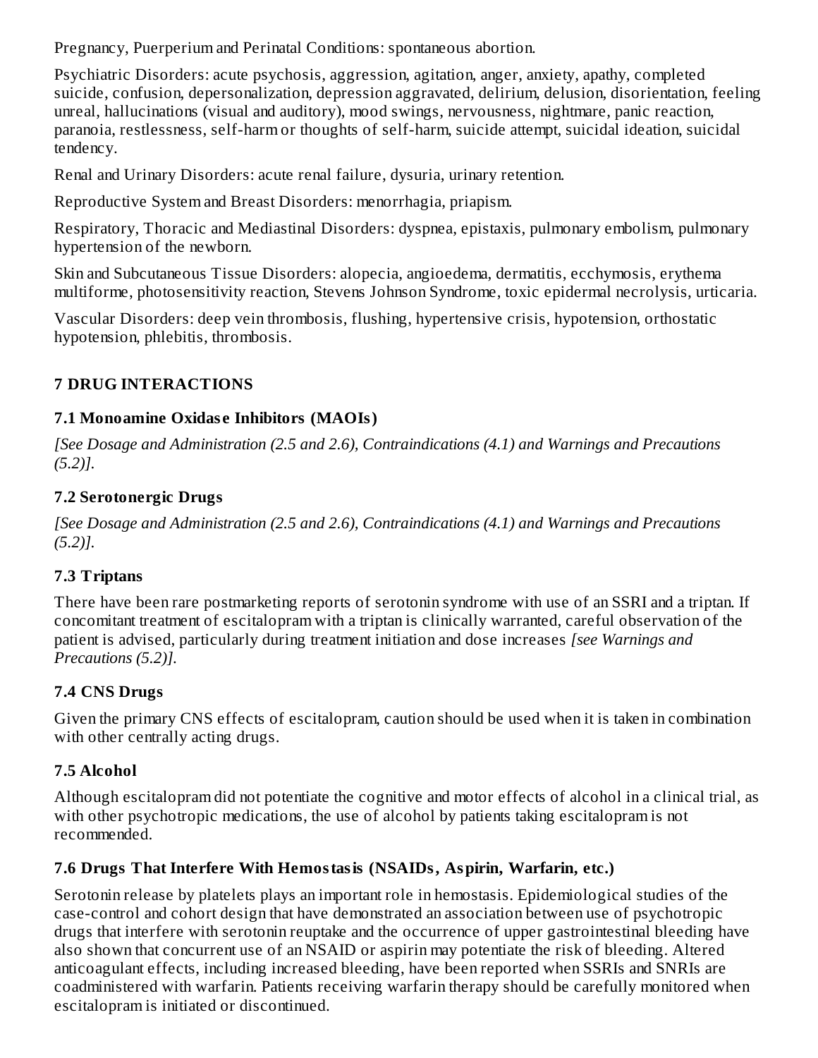Pregnancy, Puerperium and Perinatal Conditions: spontaneous abortion.

Psychiatric Disorders: acute psychosis, aggression, agitation, anger, anxiety, apathy, completed suicide, confusion, depersonalization, depression aggravated, delirium, delusion, disorientation, feeling unreal, hallucinations (visual and auditory), mood swings, nervousness, nightmare, panic reaction, paranoia, restlessness, self-harm or thoughts of self-harm, suicide attempt, suicidal ideation, suicidal tendency.

Renal and Urinary Disorders: acute renal failure, dysuria, urinary retention.

Reproductive System and Breast Disorders: menorrhagia, priapism.

Respiratory, Thoracic and Mediastinal Disorders: dyspnea, epistaxis, pulmonary embolism, pulmonary hypertension of the newborn.

Skin and Subcutaneous Tissue Disorders: alopecia, angioedema, dermatitis, ecchymosis, erythema multiforme, photosensitivity reaction, Stevens Johnson Syndrome, toxic epidermal necrolysis, urticaria.

Vascular Disorders: deep vein thrombosis, flushing, hypertensive crisis, hypotension, orthostatic hypotension, phlebitis, thrombosis.

## 7 DRUG INTERACTIONS

### 7.1 Monoamine Oxidase Inhibitors (MAOIs)

*[See Dosage and Administration (2.5 and 2.6), Contraindications (4.1) and Warnings and Precautions (5.2)].*

### 7.2 Serotonergic Drugs

*[See Dosage and Administration (2.5 and 2.6), Contraindications (4.1) and Warnings and Precautions (5.2)].*

### 7.3 Triptans

There have been rare postmarketing reports of serotonin syndrome with use of an SSRI and a triptan. If concomitant treatment of escitalopram with a triptan is clinically warranted, careful observation of the patient is advised, particularly during treatment initiation and dose increases *[see Warnings and Precautions (5.2)].*

### 7.4 CNS Drugs

Given the primary CNS effects of escitalopram, caution should be used when it is taken in combination with other centrally acting drugs.

### 7.5 Alcohol

Although escitalopram did not potentiate the cognitive and motor effects of alcohol in a clinical trial, as with other psychotropic medications, the use of alcohol by patients taking escitalopram is not recommended.

### 7.6 Drugs That Interfere With Hemostasis (NSAIDs, Aspirin, Warfarin, etc.)

Serotonin release by platelets plays an important role in hemostasis. Epidemiological studies of the case-control and cohort design that have demonstrated an association between use of psychotropic drugs that interfere with serotonin reuptake and the occurrence of upper gastrointestinal bleeding have also shown that concurrent use of an NSAID or aspirin may potentiate the risk of bleeding. Altered anticoagulant effects, including increased bleeding, have been reported when SSRIs and SNRIs are coadministered with warfarin. Patients receiving warfarin therapy should be carefully monitored when escitalopram is initiated or discontinued.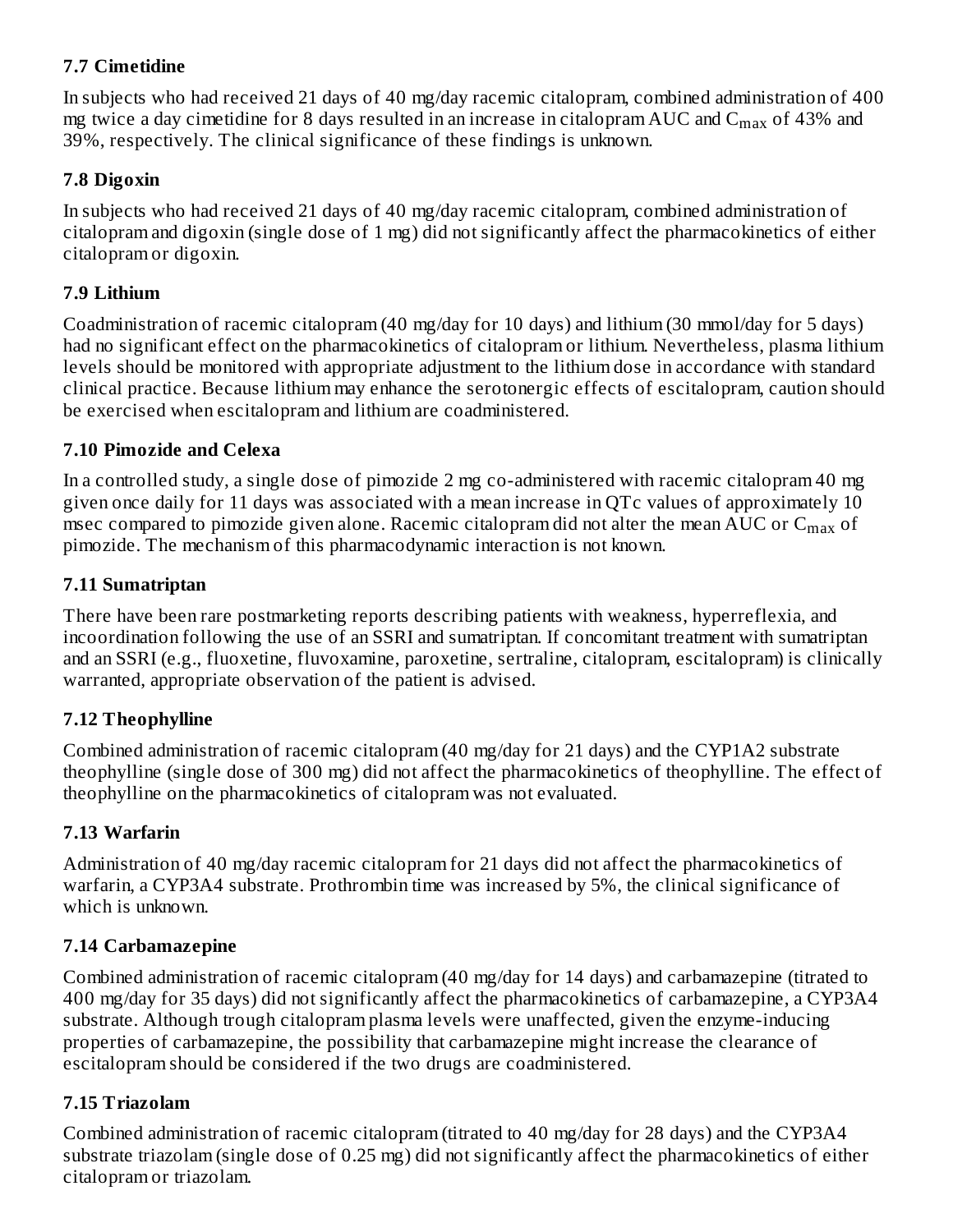### 7.7 Cimetidine

In subjects who had received 21 days of 40 mg/day racemic citalopram, combined administration of 400 mg twice a day cimetidine for 8 days resulted in an increase in citalopram AUC and $C_{max}$ of 43% and 39%, respectively. The clinical significance of these findings is unknown.

### 7.8 Digoxin

In subjects who had received 21 days of 40 mg/day racemic citalopram, combined administration of citalopram and digoxin (single dose of 1 mg) did not significantly affect the pharmacokinetics of either citalopram or digoxin.

### 7.9 Lithium

Coadministration of racemic citalopram (40 mg/day for 10 days) and lithium (30 mmol/day for 5 days) had no significant effect on the pharmacokinetics of citalopram or lithium. Nevertheless, plasma lithium levels should be monitored with appropriate adjustment to the lithium dose in accordance with standard clinical practice. Because lithium may enhance the serotonergic effects of escitalopram, caution should be exercised when escitalopram and lithium are coadministered.

### 7.10 Pimozide and Celexa

In a controlled study, a single dose of pimozide 2 mg co-administered with racemic citalopram 40 mg given once daily for 11 days was associated with a mean increase in QTc values of approximately 10 msec compared to pimozide given alone. Racemic citalopram did not alter the mean AUC or $C_{max}$ of pimozide. The mechanism of this pharmacodynamic interaction is not known.

### 7.11 Sumatriptan

There have been rare postmarketing reports describing patients with weakness, hyperreflexia, and incoordination following the use of an SSRI and sumatriptan. If concomitant treatment with sumatriptan and an SSRI (e.g., fluoxetine, fluvoxamine, paroxetine, sertraline, citalopram, escitalopram) is clinically warranted, appropriate observation of the patient is advised.

### 7.12 Theophylline

Combined administration of racemic citalopram (40 mg/day for 21 days) and the CYP1A2 substrate theophylline (single dose of 300 mg) did not affect the pharmacokinetics of theophylline. The effect of theophylline on the pharmacokinetics of citalopram was not evaluated.

### 7.13 Warfarin

Administration of 40 mg/day racemic citalopram for 21 days did not affect the pharmacokinetics of warfarin, a CYP3A4 substrate. Prothrombin time was increased by 5%, the clinical significance of which is unknown.

### 7.14 Carbamazepine

Combined administration of racemic citalopram (40 mg/day for 14 days) and carbamazepine (titrated to 400 mg/day for 35 days) did not significantly affect the pharmacokinetics of carbamazepine, a CYP3A4 substrate. Although trough citalopram plasma levels were unaffected, given the enzyme-inducing properties of carbamazepine, the possibility that carbamazepine might increase the clearance of escitalopram should be considered if the two drugs are coadministered.

### 7.15 Triazolam

Combined administration of racemic citalopram (titrated to 40 mg/day for 28 days) and the CYP3A4 substrate triazolam (single dose of 0.25 mg) did not significantly affect the pharmacokinetics of either citalopram or triazolam.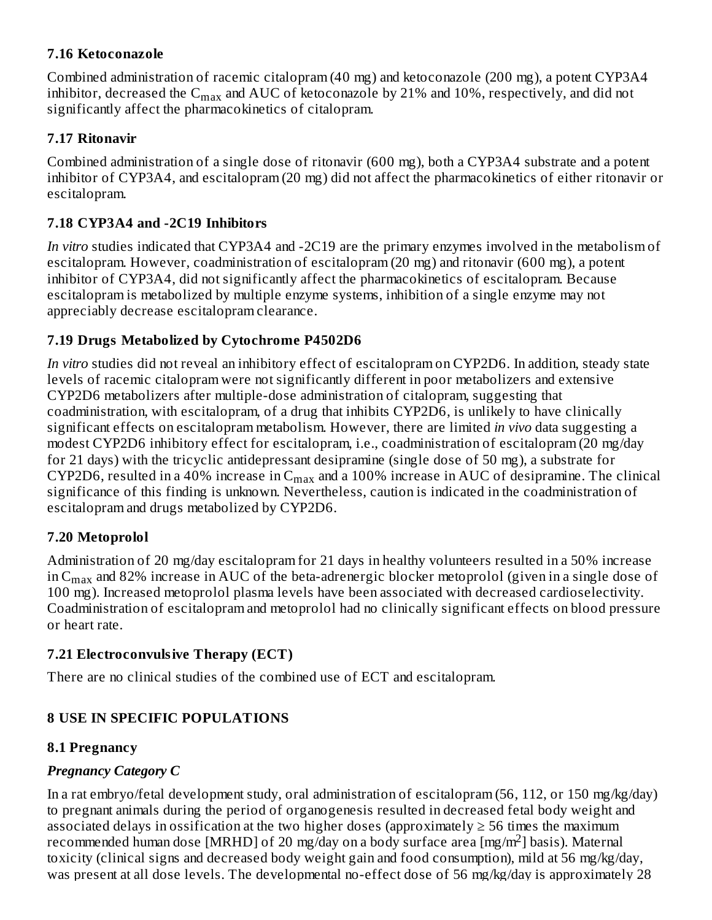### 7.16 Ketoconazole

Combined administration of racemic citalopram (40 mg) and ketoconazole (200 mg), a potent CYP3A4 inhibitor, decreased the $C_{max}$ and AUC of ketoconazole by 21% and 10%, respectively, and did not significantly affect the pharmacokinetics of citalopram.

### 7.17 Ritonavir

Combined administration of a single dose of ritonavir (600 mg), both a CYP3A4 substrate and a potent inhibitor of CYP3A4, and escitalopram (20 mg) did not affect the pharmacokinetics of either ritonavir or escitalopram.

### 7.18 CYP3A4 and -2C19 Inhibitors

*In vitro* studies indicated that CYP3A4 and -2C19 are the primary enzymes involved in the metabolism of escitalopram. However, coadministration of escitalopram (20 mg) and ritonavir (600 mg), a potent inhibitor of CYP3A4, did not significantly affect the pharmacokinetics of escitalopram. Because escitalopram is metabolized by multiple enzyme systems, inhibition of a single enzyme may not appreciably decrease escitalopram clearance.

### 7.19 Drugs Metabolized by Cytochrome P4502D6

*In vitro* studies did not reveal an inhibitory effect of escitalopram on CYP2D6. In addition, steady state levels of racemic citalopram were not significantly different in poor metabolizers and extensive CYP2D6 metabolizers after multiple-dose administration of citalopram, suggesting that coadministration, with escitalopram, of a drug that inhibits CYP2D6, is unlikely to have clinically significant effects on escitalopram metabolism. However, there are limited *in vivo* data suggesting a modest CYP2D6 inhibitory effect for escitalopram, i.e., coadministration of escitalopram (20 mg/day for 21 days) with the tricyclic antidepressant desipramine (single dose of 50 mg), a substrate for CYP2D6, resulted in a 40% increase in $C_{max}$ and a 100% increase in AUC of desipramine. The clinical significance of this finding is unknown. Nevertheless, caution is indicated in the coadministration of escitalopram and drugs metabolized by CYP2D6.

### 7.20 Metoprolol

Administration of 20 mg/day escitalopram for 21 days in healthy volunteers resulted in a 50% increase in $C_{max}$ and 82% increase in AUC of the beta-adrenergic blocker metoprolol (given in a single dose of 100 mg). Increased metoprolol plasma levels have been associated with decreased cardioselectivity. Coadministration of escitalopram and metoprolol had no clinically significant effects on blood pressure or heart rate.

### 7.21 Electroconvulsive Therapy (ECT)

There are no clinical studies of the combined use of ECT and escitalopram.

## 8 USE IN SPECIFIC POPULATIONS

### 8.1 Pregnancy

***Pregnancy Category C***

In a rat embryo/fetal development study, oral administration of escitalopram (56, 112, or 150 mg/kg/day) to pregnant animals during the period of organogenesis resulted in decreased fetal body weight and associated delays in ossification at the two higher doses (approximately ≥ 56 times the maximum recommended human dose [MRHD] of 20 mg/day on a body surface area [mg/m$^2$] basis). Maternal toxicity (clinical signs and decreased body weight gain and food consumption), mild at 56 mg/kg/day, was present at all dose levels. The developmental no-effect dose of 56 mg/kg/day is approximately 28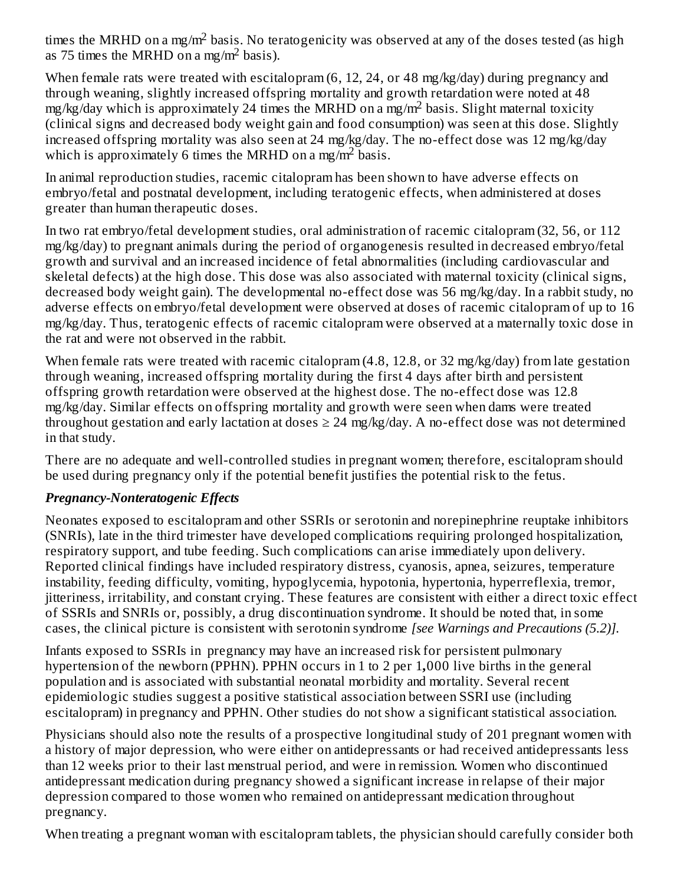times the MRHD on a mg/m$^2$ basis. No teratogenicity was observed at any of the doses tested (as high as 75 times the MRHD on a mg/m$^2$ basis).

When female rats were treated with escitalopram (6, 12, 24, or 48 mg/kg/day) during pregnancy and through weaning, slightly increased offspring mortality and growth retardation were noted at 48 mg/kg/day which is approximately 24 times the MRHD on a mg/m$^2$ basis. Slight maternal toxicity (clinical signs and decreased body weight gain and food consumption) was seen at this dose. Slightly increased offspring mortality was also seen at 24 mg/kg/day. The no-effect dose was 12 mg/kg/day which is approximately 6 times the MRHD on a mg/m$^2$ basis.

In animal reproduction studies, racemic citalopram has been shown to have adverse effects on embryo/fetal and postnatal development, including teratogenic effects, when administered at doses greater than human therapeutic doses.

In two rat embryo/fetal development studies, oral administration of racemic citalopram (32, 56, or 112 mg/kg/day) to pregnant animals during the period of organogenesis resulted in decreased embryo/fetal growth and survival and an increased incidence of fetal abnormalities (including cardiovascular and skeletal defects) at the high dose. This dose was also associated with maternal toxicity (clinical signs, decreased body weight gain). The developmental no-effect dose was 56 mg/kg/day. In a rabbit study, no adverse effects on embryo/fetal development were observed at doses of racemic citalopram of up to 16 mg/kg/day. Thus, teratogenic effects of racemic citalopram were observed at a maternally toxic dose in the rat and were not observed in the rabbit.

When female rats were treated with racemic citalopram (4.8, 12.8, or 32 mg/kg/day) from late gestation through weaning, increased offspring mortality during the first 4 days after birth and persistent offspring growth retardation were observed at the highest dose. The no-effect dose was 12.8 mg/kg/day. Similar effects on offspring mortality and growth were seen when dams were treated throughout gestation and early lactation at doses ≥ 24 mg/kg/day. A no-effect dose was not determined in that study.

There are no adequate and well-controlled studies in pregnant women; therefore, escitalopram should be used during pregnancy only if the potential benefit justifies the potential risk to the fetus.

***Pregnancy-Nonteratogenic Effects***

Neonates exposed to escitalopram and other SSRIs or serotonin and norepinephrine reuptake inhibitors (SNRIs), late in the third trimester have developed complications requiring prolonged hospitalization, respiratory support, and tube feeding. Such complications can arise immediately upon delivery. Reported clinical findings have included respiratory distress, cyanosis, apnea, seizures, temperature instability, feeding difficulty, vomiting, hypoglycemia, hypotonia, hypertonia, hyperreflexia, tremor, jitteriness, irritability, and constant crying. These features are consistent with either a direct toxic effect of SSRIs and SNRIs or, possibly, a drug discontinuation syndrome. It should be noted that, in some cases, the clinical picture is consistent with serotonin syndrome *[see Warnings and Precautions (5.2)].*

Infants exposed to SSRIs in pregnancy may have an increased risk for persistent pulmonary hypertension of the newborn (PPHN). PPHN occurs in 1 to 2 per 1,000 live births in the general population and is associated with substantial neonatal morbidity and mortality. Several recent epidemiologic studies suggest a positive statistical association between SSRI use (including escitalopram) in pregnancy and PPHN. Other studies do not show a significant statistical association.

Physicians should also note the results of a prospective longitudinal study of 201 pregnant women with a history of major depression, who were either on antidepressants or had received antidepressants less than 12 weeks prior to their last menstrual period, and were in remission. Women who discontinued antidepressant medication during pregnancy showed a significant increase in relapse of their major depression compared to those women who remained on antidepressant medication throughout pregnancy.

When treating a pregnant woman with escitalopram tablets, the physician should carefully consider both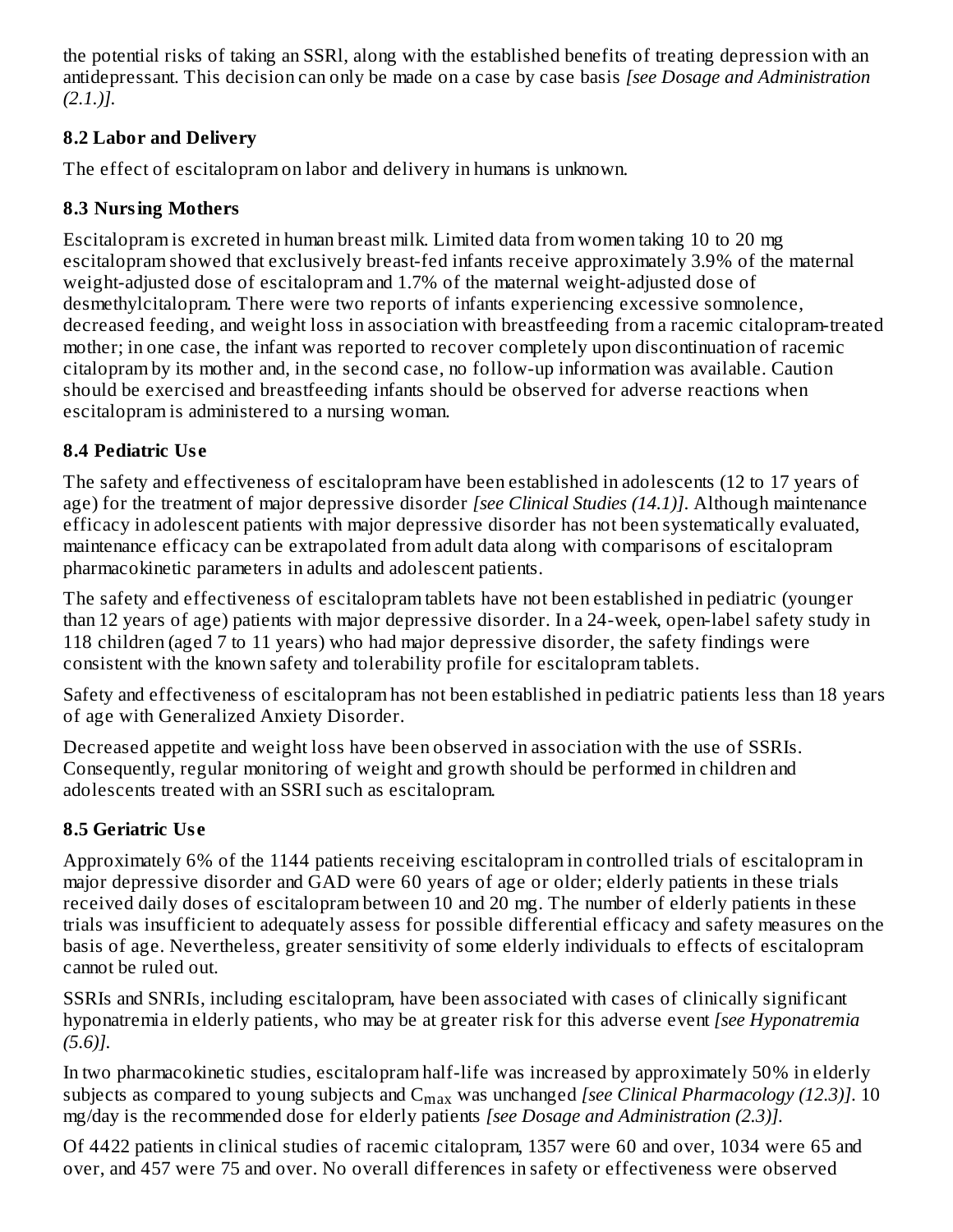the potential risks of taking an SSRl, along with the established benefits of treating depression with an antidepressant. This decision can only be made on a case by case basis *[see Dosage and Administration (2.1.)]*.

### 8.2 Labor and Delivery

The effect of escitalopram on labor and delivery in humans is unknown.

### 8.3 Nursing Mothers

Escitalopram is excreted in human breast milk. Limited data from women taking 10 to 20 mg escitalopram showed that exclusively breast-fed infants receive approximately 3.9% of the maternal weight-adjusted dose of escitalopram and 1.7% of the maternal weight-adjusted dose of desmethylcitalopram. There were two reports of infants experiencing excessive somnolence, decreased feeding, and weight loss in association with breastfeeding from a racemic citalopram-treated mother; in one case, the infant was reported to recover completely upon discontinuation of racemic citalopram by its mother and, in the second case, no follow-up information was available. Caution should be exercised and breastfeeding infants should be observed for adverse reactions when escitalopram is administered to a nursing woman.

### 8.4 Pediatric Use

The safety and effectiveness of escitalopram have been established in adolescents (12 to 17 years of age) for the treatment of major depressive disorder *[see Clinical Studies (14.1)]*. Although maintenance efficacy in adolescent patients with major depressive disorder has not been systematically evaluated, maintenance efficacy can be extrapolated from adult data along with comparisons of escitalopram pharmacokinetic parameters in adults and adolescent patients.

The safety and effectiveness of escitalopram tablets have not been established in pediatric (younger than 12 years of age) patients with major depressive disorder. In a 24-week, open-label safety study in 118 children (aged 7 to 11 years) who had major depressive disorder, the safety findings were consistent with the known safety and tolerability profile for escitalopram tablets.

Safety and effectiveness of escitalopram has not been established in pediatric patients less than 18 years of age with Generalized Anxiety Disorder.

Decreased appetite and weight loss have been observed in association with the use of SSRIs. Consequently, regular monitoring of weight and growth should be performed in children and adolescents treated with an SSRI such as escitalopram.

### 8.5 Geriatric Use

Approximately 6% of the 1144 patients receiving escitalopram in controlled trials of escitalopram in major depressive disorder and GAD were 60 years of age or older; elderly patients in these trials received daily doses of escitalopram between 10 and 20 mg. The number of elderly patients in these trials was insufficient to adequately assess for possible differential efficacy and safety measures on the basis of age. Nevertheless, greater sensitivity of some elderly individuals to effects of escitalopram cannot be ruled out.

SSRIs and SNRIs, including escitalopram, have been associated with cases of clinically significant hyponatremia in elderly patients, who may be at greater risk for this adverse event *[see Hyponatremia (5.6)]*.

In two pharmacokinetic studies, escitalopram half-life was increased by approximately 50% in elderly subjects as compared to young subjects and $C_{max}$ was unchanged *[see Clinical Pharmacology (12.3)]*. 10 mg/day is the recommended dose for elderly patients *[see Dosage and Administration (2.3)]*.

Of 4422 patients in clinical studies of racemic citalopram, 1357 were 60 and over, 1034 were 65 and over, and 457 were 75 and over. No overall differences in safety or effectiveness were observed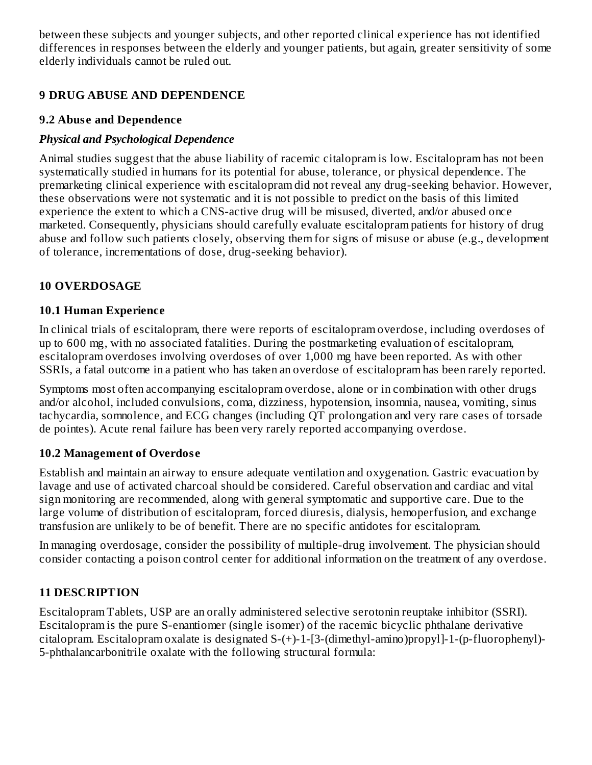between these subjects and younger subjects, and other reported clinical experience has not identified differences in responses between the elderly and younger patients, but again, greater sensitivity of some elderly individuals cannot be ruled out.

## 9 DRUG ABUSE AND DEPENDENCE

### 9.2 Abuse and Dependence

***Physical and Psychological Dependence***

Animal studies suggest that the abuse liability of racemic citalopram is low. Escitalopram has not been systematically studied in humans for its potential for abuse, tolerance, or physical dependence. The premarketing clinical experience with escitalopram did not reveal any drug-seeking behavior. However, these observations were not systematic and it is not possible to predict on the basis of this limited experience the extent to which a CNS-active drug will be misused, diverted, and/or abused once marketed. Consequently, physicians should carefully evaluate escitalopram patients for history of drug abuse and follow such patients closely, observing them for signs of misuse or abuse (e.g., development of tolerance, incrementations of dose, drug-seeking behavior).

## 10 OVERDOSAGE

### 10.1 Human Experience

In clinical trials of escitalopram, there were reports of escitalopram overdose, including overdoses of up to 600 mg, with no associated fatalities. During the postmarketing evaluation of escitalopram, escitalopram overdoses involving overdoses of over 1,000 mg have been reported. As with other SSRIs, a fatal outcome in a patient who has taken an overdose of escitalopram has been rarely reported.

Symptoms most often accompanying escitalopram overdose, alone or in combination with other drugs and/or alcohol, included convulsions, coma, dizziness, hypotension, insomnia, nausea, vomiting, sinus tachycardia, somnolence, and ECG changes (including QT prolongation and very rare cases of torsade de pointes). Acute renal failure has been very rarely reported accompanying overdose.

### 10.2 Management of Overdose

Establish and maintain an airway to ensure adequate ventilation and oxygenation. Gastric evacuation by lavage and use of activated charcoal should be considered. Careful observation and cardiac and vital sign monitoring are recommended, along with general symptomatic and supportive care. Due to the large volume of distribution of escitalopram, forced diuresis, dialysis, hemoperfusion, and exchange transfusion are unlikely to be of benefit. There are no specific antidotes for escitalopram.

In managing overdosage, consider the possibility of multiple-drug involvement. The physician should consider contacting a poison control center for additional information on the treatment of any overdose.

## 11 DESCRIPTION

Escitalopram Tablets, USP are an orally administered selective serotonin reuptake inhibitor (SSRI). Escitalopram is the pure S-enantiomer (single isomer) of the racemic bicyclic phthalane derivative citalopram. Escitalopram oxalate is designated S-(+)-1-[3-(dimethyl-amino)propyl]-1-(p-fluorophenyl)-5-phthalancarbonitrile oxalate with the following structural formula: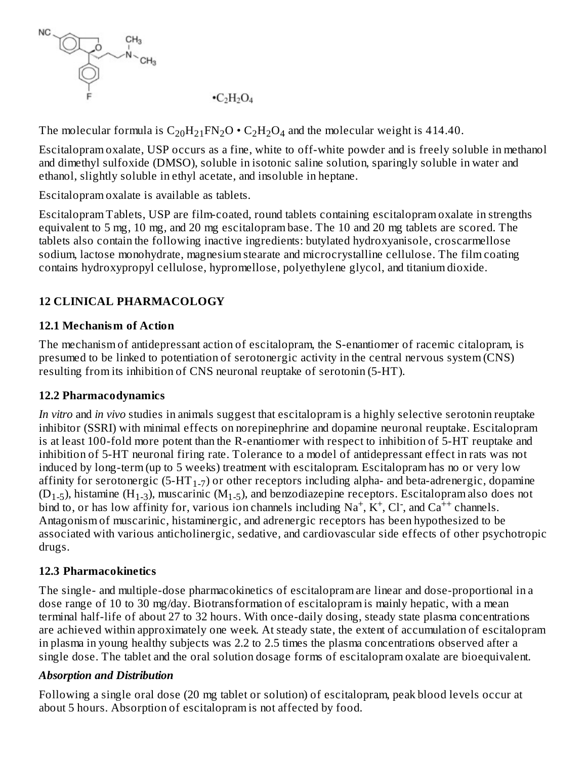$\bullet C_2H_2O_4$

The molecular formula is $C_{20}H_{21}FN_2O \bullet C_2H_2O_4$ and the molecular weight is 414.40.

Escitalopram oxalate, USP occurs as a fine, white to off-white powder and is freely soluble in methanol and dimethyl sulfoxide (DMSO), soluble in isotonic saline solution, sparingly soluble in water and ethanol, slightly soluble in ethyl acetate, and insoluble in heptane.

Escitalopram oxalate is available as tablets.

Escitalopram Tablets, USP are film-coated, round tablets containing escitalopram oxalate in strengths equivalent to 5 mg, 10 mg, and 20 mg escitalopram base. The 10 and 20 mg tablets are scored. The tablets also contain the following inactive ingredients: butylated hydroxyanisole, croscarmellose sodium, lactose monohydrate, magnesium stearate and microcrystalline cellulose. The film coating contains hydroxypropyl cellulose, hypromellose, polyethylene glycol, and titanium dioxide.

## 12 CLINICAL PHARMACOLOGY

### 12.1 Mechanism of Action

The mechanism of antidepressant action of escitalopram, the S-enantiomer of racemic citalopram, is presumed to be linked to potentiation of serotonergic activity in the central nervous system (CNS) resulting from its inhibition of CNS neuronal reuptake of serotonin (5-HT).

### 12.2 Pharmacodynamics

*In vitro* and *in vivo* studies in animals suggest that escitalopram is a highly selective serotonin reuptake inhibitor (SSRI) with minimal effects on norepinephrine and dopamine neuronal reuptake. Escitalopram is at least 100-fold more potent than the R-enantiomer with respect to inhibition of 5-HT reuptake and inhibition of 5-HT neuronal firing rate. Tolerance to a model of antidepressant effect in rats was not induced by long-term (up to 5 weeks) treatment with escitalopram. Escitalopram has no or very low affinity for serotonergic ($5\text{-}HT_{1\text{-}7}$) or other receptors including alpha- and beta-adrenergic, dopamine ($D_{1\text{-}5}$), histamine ($H_{1\text{-}3}$), muscarinic ($M_{1\text{-}5}$), and benzodiazepine receptors. Escitalopram also does not bind to, or has low affinity for, various ion channels including $Na^+$, $K^+$, $Cl^-$, and $Ca^{++}$ channels. Antagonism of muscarinic, histaminergic, and adrenergic receptors has been hypothesized to be associated with various anticholinergic, sedative, and cardiovascular side effects of other psychotropic drugs.

### 12.3 Pharmacokinetics

The single- and multiple-dose pharmacokinetics of escitalopram are linear and dose-proportional in a dose range of 10 to 30 mg/day. Biotransformation of escitalopram is mainly hepatic, with a mean terminal half-life of about 27 to 32 hours. With once-daily dosing, steady state plasma concentrations are achieved within approximately one week. At steady state, the extent of accumulation of escitalopram in plasma in young healthy subjects was 2.2 to 2.5 times the plasma concentrations observed after a single dose. The tablet and the oral solution dosage forms of escitalopram oxalate are bioequivalent.

#### *Absorption and Distribution*

Following a single oral dose (20 mg tablet or solution) of escitalopram, peak blood levels occur at about 5 hours. Absorption of escitalopram is not affected by food.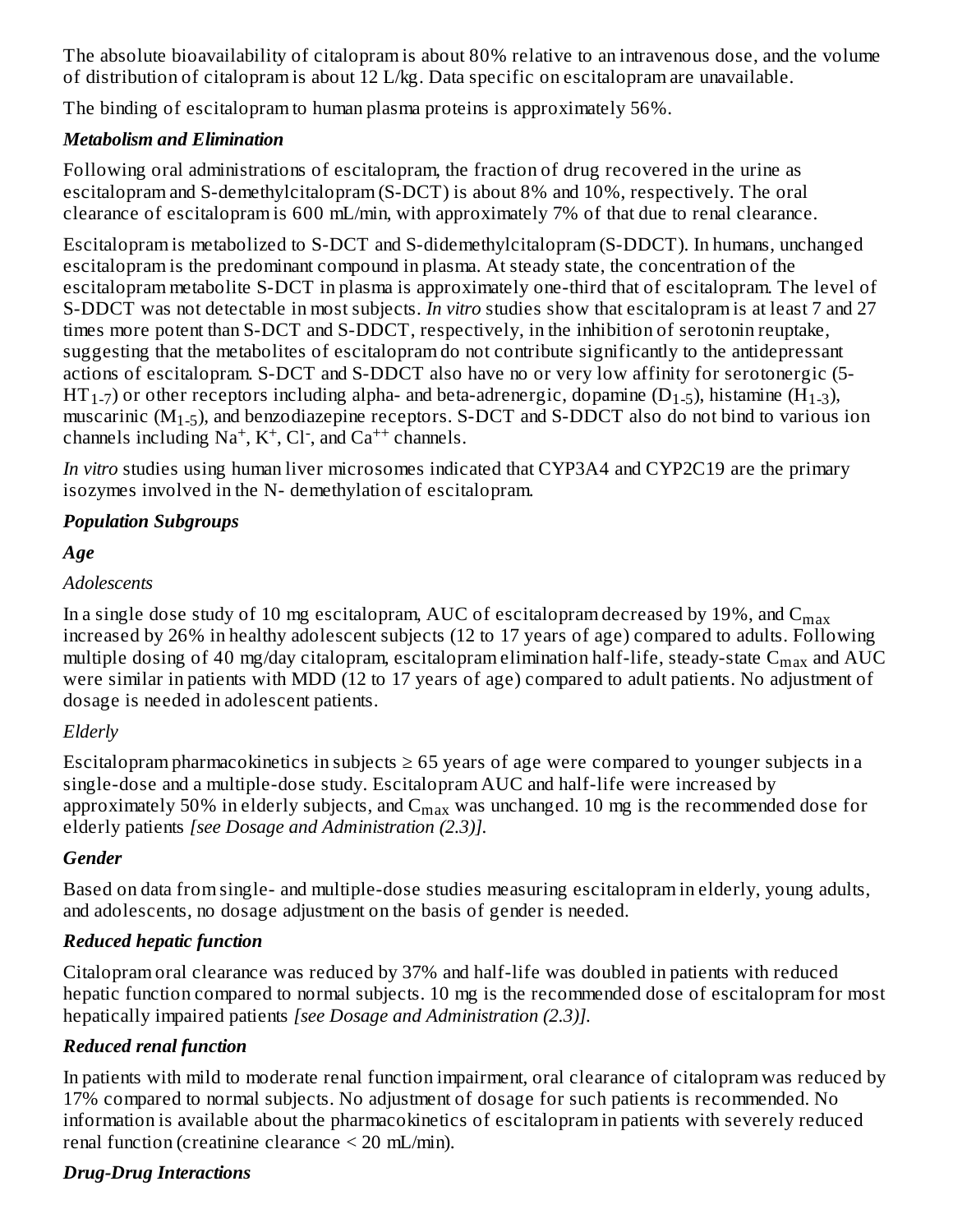The absolute bioavailability of citalopram is about 80% relative to an intravenous dose, and the volume of distribution of citalopram is about 12 L/kg. Data specific on escitalopram are unavailable.

The binding of escitalopram to human plasma proteins is approximately 56%.

***Metabolism and Elimination***

Following oral administrations of escitalopram, the fraction of drug recovered in the urine as escitalopram and S-demethylcitalopram (S-DCT) is about 8% and 10%, respectively. The oral clearance of escitalopram is 600 mL/min, with approximately 7% of that due to renal clearance.

Escitalopram is metabolized to S-DCT and S-didemethylcitalopram (S-DDCT). In humans, unchanged escitalopram is the predominant compound in plasma. At steady state, the concentration of the escitalopram metabolite S-DCT in plasma is approximately one-third that of escitalopram. The level of S-DDCT was not detectable in most subjects. *In vitro* studies show that escitalopram is at least 7 and 27 times more potent than S-DCT and S-DDCT, respectively, in the inhibition of serotonin reuptake, suggesting that the metabolites of escitalopram do not contribute significantly to the antidepressant actions of escitalopram. S-DCT and S-DDCT also have no or very low affinity for serotonergic (5-$HT_{1-7}$) or other receptors including alpha- and beta-adrenergic, dopamine ($D_{1-5}$), histamine ($H_{1-3}$), muscarinic ($M_{1-5}$), and benzodiazepine receptors. S-DCT and S-DDCT also do not bind to various ion channels including $Na^+$, $K^+$, $Cl^-$, and $Ca^{++}$ channels.

*In vitro* studies using human liver microsomes indicated that CYP3A4 and CYP2C19 are the primary isozymes involved in the N- demethylation of escitalopram.

***Population Subgroups***

***Age***

*Adolescents*

In a single dose study of 10 mg escitalopram, AUC of escitalopram decreased by 19%, and $C_{max}$ increased by 26% in healthy adolescent subjects (12 to 17 years of age) compared to adults. Following multiple dosing of 40 mg/day citalopram, escitalopram elimination half-life, steady-state $C_{max}$ and AUC were similar in patients with MDD (12 to 17 years of age) compared to adult patients. No adjustment of dosage is needed in adolescent patients.

*Elderly*

Escitalopram pharmacokinetics in subjects ≥ 65 years of age were compared to younger subjects in a single-dose and a multiple-dose study. Escitalopram AUC and half-life were increased by approximately 50% in elderly subjects, and $C_{max}$ was unchanged. 10 mg is the recommended dose for elderly patients *[see Dosage and Administration (2.3)].*

***Gender***

Based on data from single- and multiple-dose studies measuring escitalopram in elderly, young adults, and adolescents, no dosage adjustment on the basis of gender is needed.

***Reduced hepatic function***

Citalopram oral clearance was reduced by 37% and half-life was doubled in patients with reduced hepatic function compared to normal subjects. 10 mg is the recommended dose of escitalopram for most hepatically impaired patients *[see Dosage and Administration (2.3)].*

***Reduced renal function***

In patients with mild to moderate renal function impairment, oral clearance of citalopram was reduced by 17% compared to normal subjects. No adjustment of dosage for such patients is recommended. No information is available about the pharmacokinetics of escitalopram in patients with severely reduced renal function (creatinine clearance < 20 mL/min).

***Drug-Drug Interactions***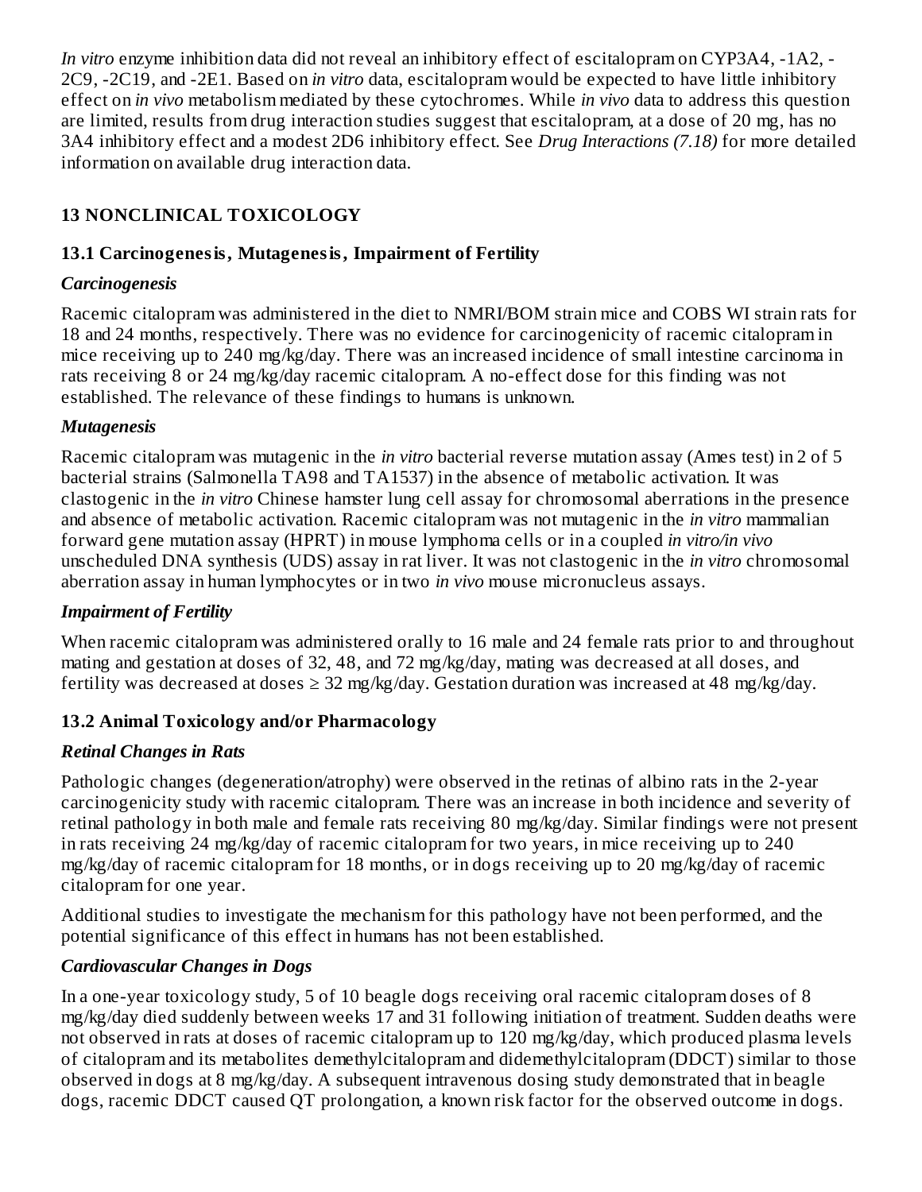*In vitro* enzyme inhibition data did not reveal an inhibitory effect of escitalopram on CYP3A4, -1A2, -2C9, -2C19, and -2E1. Based on *in vitro* data, escitalopram would be expected to have little inhibitory effect on *in vivo* metabolism mediated by these cytochromes. While *in vivo* data to address this question are limited, results from drug interaction studies suggest that escitalopram, at a dose of 20 mg, has no 3A4 inhibitory effect and a modest 2D6 inhibitory effect. See *Drug Interactions (7.18)* for more detailed information on available drug interaction data.

## 13 NONCLINICAL TOXICOLOGY

### 13.1 Carcinogenesis, Mutagenesis, Impairment of Fertility

***Carcinogenesis***

Racemic citalopram was administered in the diet to NMRI/BOM strain mice and COBS WI strain rats for 18 and 24 months, respectively. There was no evidence for carcinogenicity of racemic citalopram in mice receiving up to 240 mg/kg/day. There was an increased incidence of small intestine carcinoma in rats receiving 8 or 24 mg/kg/day racemic citalopram. A no-effect dose for this finding was not established. The relevance of these findings to humans is unknown.

***Mutagenesis***

Racemic citalopram was mutagenic in the *in vitro* bacterial reverse mutation assay (Ames test) in 2 of 5 bacterial strains (Salmonella TA98 and TA1537) in the absence of metabolic activation. It was clastogenic in the *in vitro* Chinese hamster lung cell assay for chromosomal aberrations in the presence and absence of metabolic activation. Racemic citalopram was not mutagenic in the *in vitro* mammalian forward gene mutation assay (HPRT) in mouse lymphoma cells or in a coupled *in vitro/in vivo* unscheduled DNA synthesis (UDS) assay in rat liver. It was not clastogenic in the *in vitro* chromosomal aberration assay in human lymphocytes or in two *in vivo* mouse micronucleus assays.

***Impairment of Fertility***

When racemic citalopram was administered orally to 16 male and 24 female rats prior to and throughout mating and gestation at doses of 32, 48, and 72 mg/kg/day, mating was decreased at all doses, and fertility was decreased at doses ≥ 32 mg/kg/day. Gestation duration was increased at 48 mg/kg/day.

### 13.2 Animal Toxicology and/or Pharmacology

***Retinal Changes in Rats***

Pathologic changes (degeneration/atrophy) were observed in the retinas of albino rats in the 2-year carcinogenicity study with racemic citalopram. There was an increase in both incidence and severity of retinal pathology in both male and female rats receiving 80 mg/kg/day. Similar findings were not present in rats receiving 24 mg/kg/day of racemic citalopram for two years, in mice receiving up to 240 mg/kg/day of racemic citalopram for 18 months, or in dogs receiving up to 20 mg/kg/day of racemic citalopram for one year.

Additional studies to investigate the mechanism for this pathology have not been performed, and the potential significance of this effect in humans has not been established.

***Cardiovascular Changes in Dogs***

In a one-year toxicology study, 5 of 10 beagle dogs receiving oral racemic citalopram doses of 8 mg/kg/day died suddenly between weeks 17 and 31 following initiation of treatment. Sudden deaths were not observed in rats at doses of racemic citalopram up to 120 mg/kg/day, which produced plasma levels of citalopram and its metabolites demethylcitalopram and didemethylcitalopram (DDCT) similar to those observed in dogs at 8 mg/kg/day. A subsequent intravenous dosing study demonstrated that in beagle dogs, racemic DDCT caused QT prolongation, a known risk factor for the observed outcome in dogs.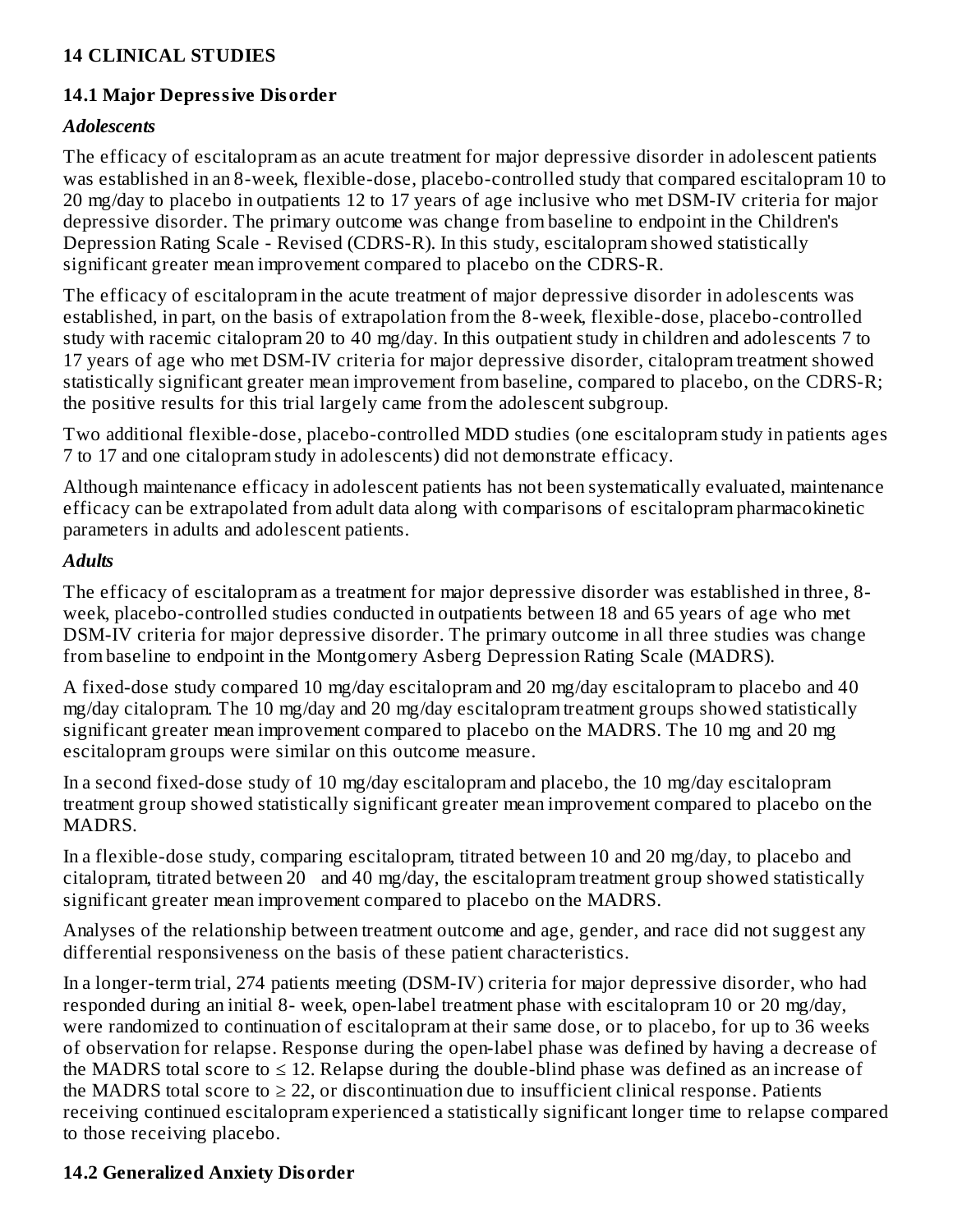## 14 CLINICAL STUDIES

### 14.1 Major Depressive Disorder

***Adolescents***

The efficacy of escitalopram as an acute treatment for major depressive disorder in adolescent patients was established in an 8-week, flexible-dose, placebo-controlled study that compared escitalopram 10 to 20 mg/day to placebo in outpatients 12 to 17 years of age inclusive who met DSM-IV criteria for major depressive disorder. The primary outcome was change from baseline to endpoint in the Children's Depression Rating Scale - Revised (CDRS-R). In this study, escitalopram showed statistically significant greater mean improvement compared to placebo on the CDRS-R.

The efficacy of escitalopram in the acute treatment of major depressive disorder in adolescents was established, in part, on the basis of extrapolation from the 8-week, flexible-dose, placebo-controlled study with racemic citalopram 20 to 40 mg/day. In this outpatient study in children and adolescents 7 to 17 years of age who met DSM-IV criteria for major depressive disorder, citalopram treatment showed statistically significant greater mean improvement from baseline, compared to placebo, on the CDRS-R; the positive results for this trial largely came from the adolescent subgroup.

Two additional flexible-dose, placebo-controlled MDD studies (one escitalopram study in patients ages 7 to 17 and one citalopram study in adolescents) did not demonstrate efficacy.

Although maintenance efficacy in adolescent patients has not been systematically evaluated, maintenance efficacy can be extrapolated from adult data along with comparisons of escitalopram pharmacokinetic parameters in adults and adolescent patients.

***Adults***

The efficacy of escitalopram as a treatment for major depressive disorder was established in three, 8-week, placebo-controlled studies conducted in outpatients between 18 and 65 years of age who met DSM-IV criteria for major depressive disorder. The primary outcome in all three studies was change from baseline to endpoint in the Montgomery Asberg Depression Rating Scale (MADRS).

A fixed-dose study compared 10 mg/day escitalopram and 20 mg/day escitalopram to placebo and 40 mg/day citalopram. The 10 mg/day and 20 mg/day escitalopram treatment groups showed statistically significant greater mean improvement compared to placebo on the MADRS. The 10 mg and 20 mg escitalopram groups were similar on this outcome measure.

In a second fixed-dose study of 10 mg/day escitalopram and placebo, the 10 mg/day escitalopram treatment group showed statistically significant greater mean improvement compared to placebo on the MADRS.

In a flexible-dose study, comparing escitalopram, titrated between 10 and 20 mg/day, to placebo and citalopram, titrated between 20 and 40 mg/day, the escitalopram treatment group showed statistically significant greater mean improvement compared to placebo on the MADRS.

Analyses of the relationship between treatment outcome and age, gender, and race did not suggest any differential responsiveness on the basis of these patient characteristics.

In a longer-term trial, 274 patients meeting (DSM-IV) criteria for major depressive disorder, who had responded during an initial 8- week, open-label treatment phase with escitalopram 10 or 20 mg/day, were randomized to continuation of escitalopram at their same dose, or to placebo, for up to 36 weeks of observation for relapse. Response during the open-label phase was defined by having a decrease of the MADRS total score to ≤ 12. Relapse during the double-blind phase was defined as an increase of the MADRS total score to ≥ 22, or discontinuation due to insufficient clinical response. Patients receiving continued escitalopram experienced a statistically significant longer time to relapse compared to those receiving placebo.

### 14.2 Generalized Anxiety Disorder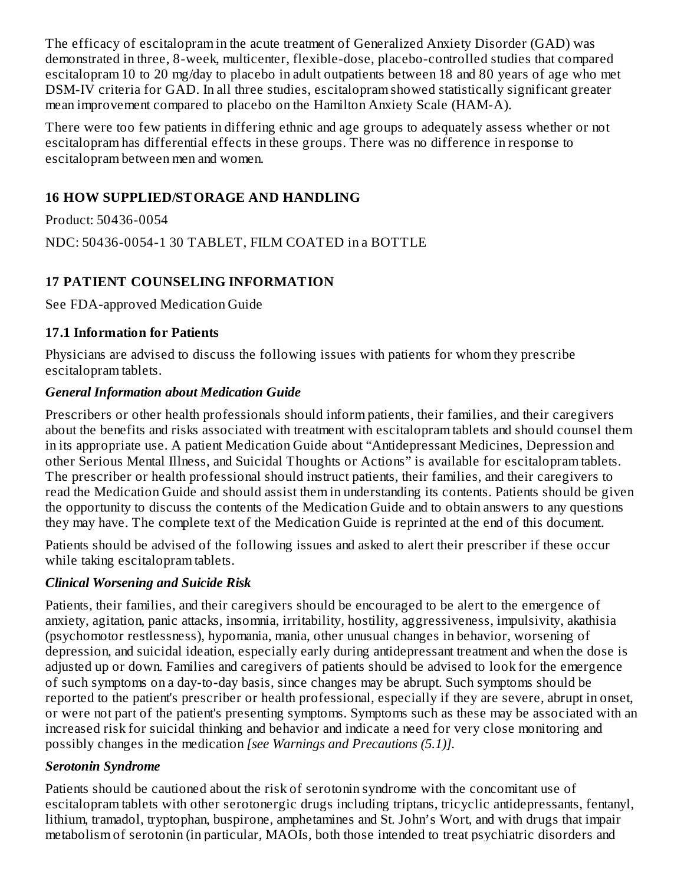The efficacy of escitalopram in the acute treatment of Generalized Anxiety Disorder (GAD) was demonstrated in three, 8-week, multicenter, flexible-dose, placebo-controlled studies that compared escitalopram 10 to 20 mg/day to placebo in adult outpatients between 18 and 80 years of age who met DSM-IV criteria for GAD. In all three studies, escitalopram showed statistically significant greater mean improvement compared to placebo on the Hamilton Anxiety Scale (HAM-A).

There were too few patients in differing ethnic and age groups to adequately assess whether or not escitalopram has differential effects in these groups. There was no difference in response to escitalopram between men and women.

## 16 HOW SUPPLIED/STORAGE AND HANDLING

Product: 50436-0054

NDC: 50436-0054-1 30 TABLET, FILM COATED in a BOTTLE

## 17 PATIENT COUNSELING INFORMATION

See FDA-approved Medication Guide

### 17.1 Information for Patients

Physicians are advised to discuss the following issues with patients for whom they prescribe escitalopram tablets.

***General Information about Medication Guide***

Prescribers or other health professionals should inform patients, their families, and their caregivers about the benefits and risks associated with treatment with escitalopram tablets and should counsel them in its appropriate use. A patient Medication Guide about “Antidepressant Medicines, Depression and other Serious Mental Illness, and Suicidal Thoughts or Actions” is available for escitalopram tablets. The prescriber or health professional should instruct patients, their families, and their caregivers to read the Medication Guide and should assist them in understanding its contents. Patients should be given the opportunity to discuss the contents of the Medication Guide and to obtain answers to any questions they may have. The complete text of the Medication Guide is reprinted at the end of this document.

Patients should be advised of the following issues and asked to alert their prescriber if these occur while taking escitalopram tablets.

***Clinical Worsening and Suicide Risk***

Patients, their families, and their caregivers should be encouraged to be alert to the emergence of anxiety, agitation, panic attacks, insomnia, irritability, hostility, aggressiveness, impulsivity, akathisia (psychomotor restlessness), hypomania, mania, other unusual changes in behavior, worsening of depression, and suicidal ideation, especially early during antidepressant treatment and when the dose is adjusted up or down. Families and caregivers of patients should be advised to look for the emergence of such symptoms on a day-to-day basis, since changes may be abrupt. Such symptoms should be reported to the patient's prescriber or health professional, especially if they are severe, abrupt in onset, or were not part of the patient's presenting symptoms. Symptoms such as these may be associated with an increased risk for suicidal thinking and behavior and indicate a need for very close monitoring and possibly changes in the medication *[see Warnings and Precautions (5.1)]*.

***Serotonin Syndrome***

Patients should be cautioned about the risk of serotonin syndrome with the concomitant use of escitalopram tablets with other serotonergic drugs including triptans, tricyclic antidepressants, fentanyl, lithium, tramadol, tryptophan, buspirone, amphetamines and St. John’s Wort, and with drugs that impair metabolism of serotonin (in particular, MAOIs, both those intended to treat psychiatric disorders and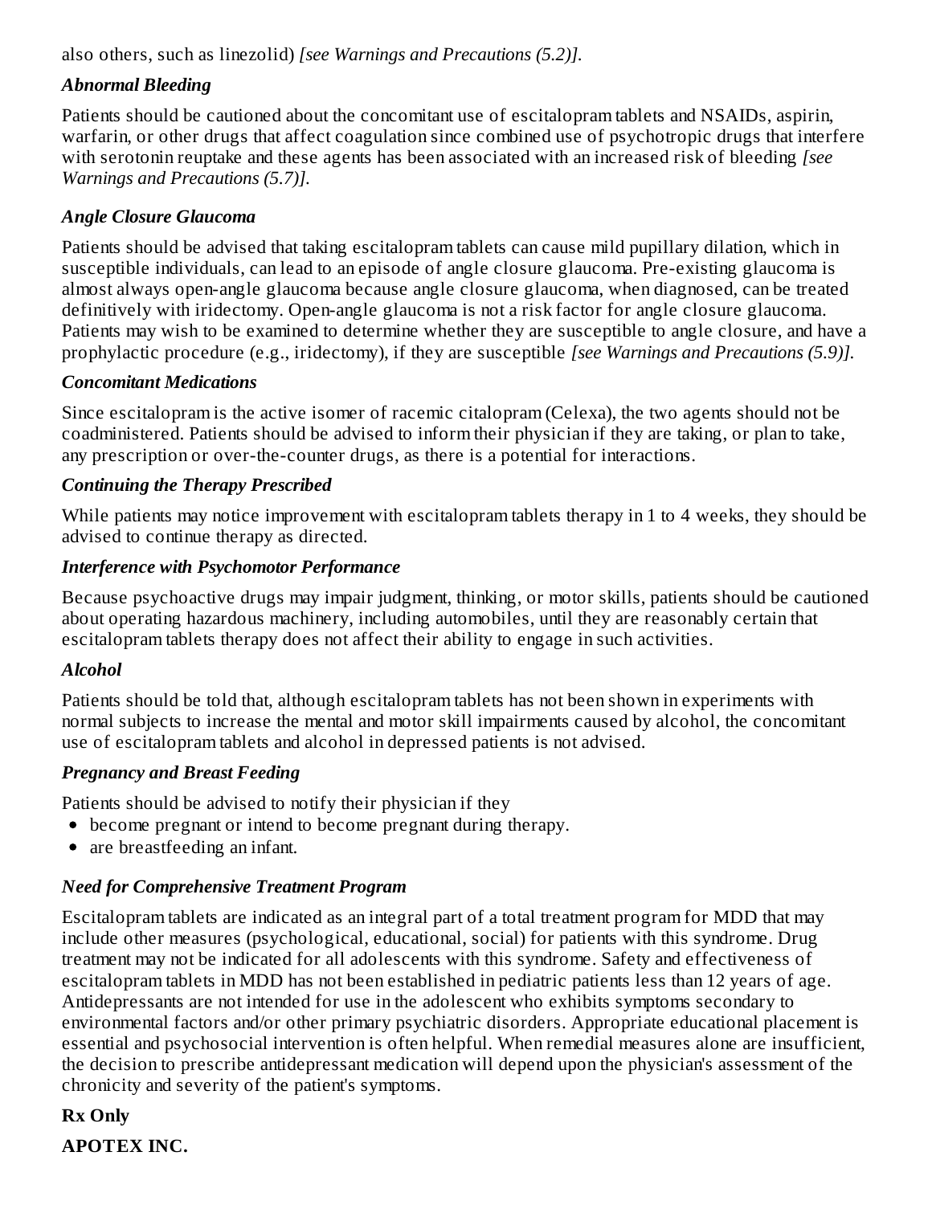also others, such as linezolid) *[see Warnings and Precautions (5.2)].*

### *Abnormal Bleeding*

Patients should be cautioned about the concomitant use of escitalopram tablets and NSAIDs, aspirin, warfarin, or other drugs that affect coagulation since combined use of psychotropic drugs that interfere with serotonin reuptake and these agents has been associated with an increased risk of bleeding *[see Warnings and Precautions (5.7)].*

### *Angle Closure Glaucoma*

Patients should be advised that taking escitalopram tablets can cause mild pupillary dilation, which in susceptible individuals, can lead to an episode of angle closure glaucoma. Pre-existing glaucoma is almost always open-angle glaucoma because angle closure glaucoma, when diagnosed, can be treated definitively with iridectomy. Open-angle glaucoma is not a risk factor for angle closure glaucoma. Patients may wish to be examined to determine whether they are susceptible to angle closure, and have a prophylactic procedure (e.g., iridectomy), if they are susceptible *[see Warnings and Precautions (5.9)].*

### *Concomitant Medications*

Since escitalopram is the active isomer of racemic citalopram (Celexa), the two agents should not be coadministered. Patients should be advised to inform their physician if they are taking, or plan to take, any prescription or over-the-counter drugs, as there is a potential for interactions.

### *Continuing the Therapy Prescribed*

While patients may notice improvement with escitalopram tablets therapy in 1 to 4 weeks, they should be advised to continue therapy as directed.

### *Interference with Psychomotor Performance*

Because psychoactive drugs may impair judgment, thinking, or motor skills, patients should be cautioned about operating hazardous machinery, including automobiles, until they are reasonably certain that escitalopram tablets therapy does not affect their ability to engage in such activities.

### *Alcohol*

Patients should be told that, although escitalopram tablets has not been shown in experiments with normal subjects to increase the mental and motor skill impairments caused by alcohol, the concomitant use of escitalopram tablets and alcohol in depressed patients is not advised.

### *Pregnancy and Breast Feeding*

Patients should be advised to notify their physician if they

- become pregnant or intend to become pregnant during therapy.
- are breastfeeding an infant.

### *Need for Comprehensive Treatment Program*

Escitalopram tablets are indicated as an integral part of a total treatment program for MDD that may include other measures (psychological, educational, social) for patients with this syndrome. Drug treatment may not be indicated for all adolescents with this syndrome. Safety and effectiveness of escitalopram tablets in MDD has not been established in pediatric patients less than 12 years of age. Antidepressants are not intended for use in the adolescent who exhibits symptoms secondary to environmental factors and/or other primary psychiatric disorders. Appropriate educational placement is essential and psychosocial intervention is often helpful. When remedial measures alone are insufficient, the decision to prescribe antidepressant medication will depend upon the physician's assessment of the chronicity and severity of the patient's symptoms.

**Rx Only**

**APOTEX INC.**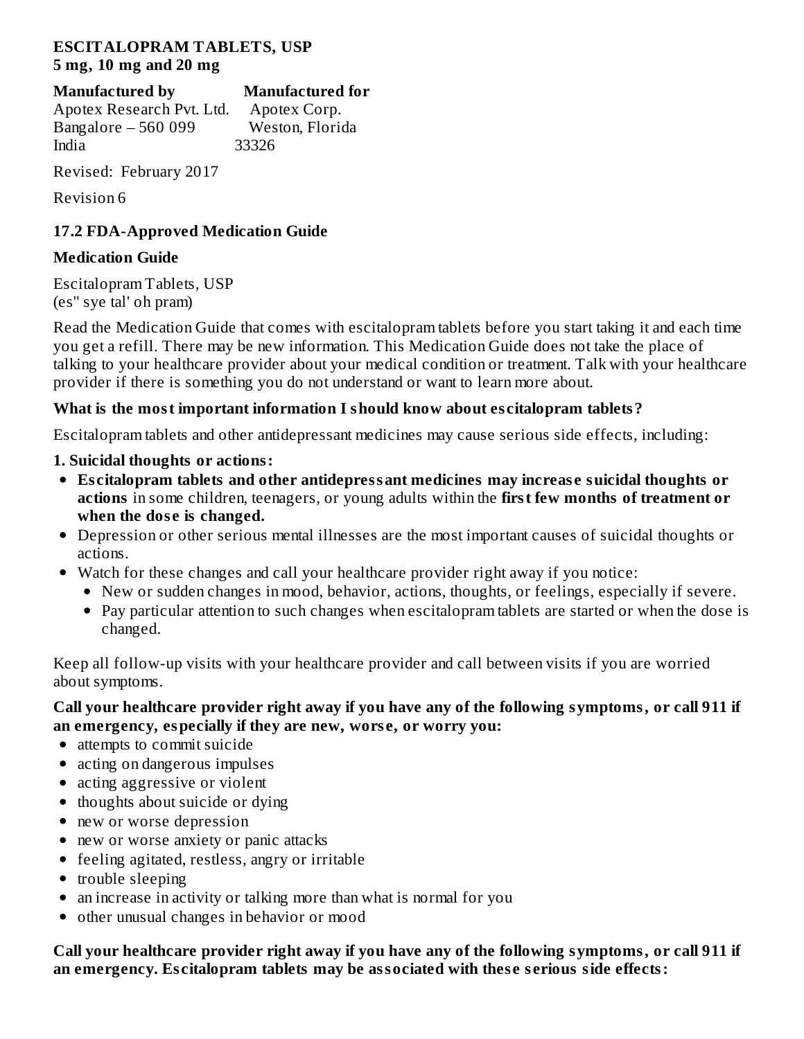**ESCITALOPRAM TABLETS, USP**
**5 mg, 10 mg and 20 mg**

| **Manufactured by** | **Manufactured for** |
| --- | --- |
| Apotex Research Pvt. Ltd. | Apotex Corp. |
| Bangalore – 560 099 | Weston, Florida |
| India | 33326 |

Revised: February 2017

Revision 6

### 17.2 FDA-Approved Medication Guide

**Medication Guide**

Escitalopram Tablets, USP
(es" sye tal' oh pram)

Read the Medication Guide that comes with escitalopram tablets before you start taking it and each time you get a refill. There may be new information. This Medication Guide does not take the place of talking to your healthcare provider about your medical condition or treatment. Talk with your healthcare provider if there is something you do not understand or want to learn more about.

**What is the most important information I should know about escitalopram tablets?**

Escitalopram tablets and other antidepressant medicines may cause serious side effects, including:

**1. Suicidal thoughts or actions:**

- **Escitalopram tablets and other antidepressant medicines may increase suicidal thoughts or actions** in some children, teenagers, or young adults within the **first few months of treatment or when the dose is changed.**
- Depression or other serious mental illnesses are the most important causes of suicidal thoughts or actions.
- Watch for these changes and call your healthcare provider right away if you notice:
  - New or sudden changes in mood, behavior, actions, thoughts, or feelings, especially if severe.
  - Pay particular attention to such changes when escitalopram tablets are started or when the dose is changed.

Keep all follow-up visits with your healthcare provider and call between visits if you are worried about symptoms.

**Call your healthcare provider right away if you have any of the following symptoms, or call 911 if an emergency, especially if they are new, worse, or worry you:**

- attempts to commit suicide
- acting on dangerous impulses
- acting aggressive or violent
- thoughts about suicide or dying
- new or worse depression
- new or worse anxiety or panic attacks
- feeling agitated, restless, angry or irritable
- trouble sleeping
- an increase in activity or talking more than what is normal for you
- other unusual changes in behavior or mood

**Call your healthcare provider right away if you have any of the following symptoms, or call 911 if an emergency. Escitalopram tablets may be associated with these serious side effects:**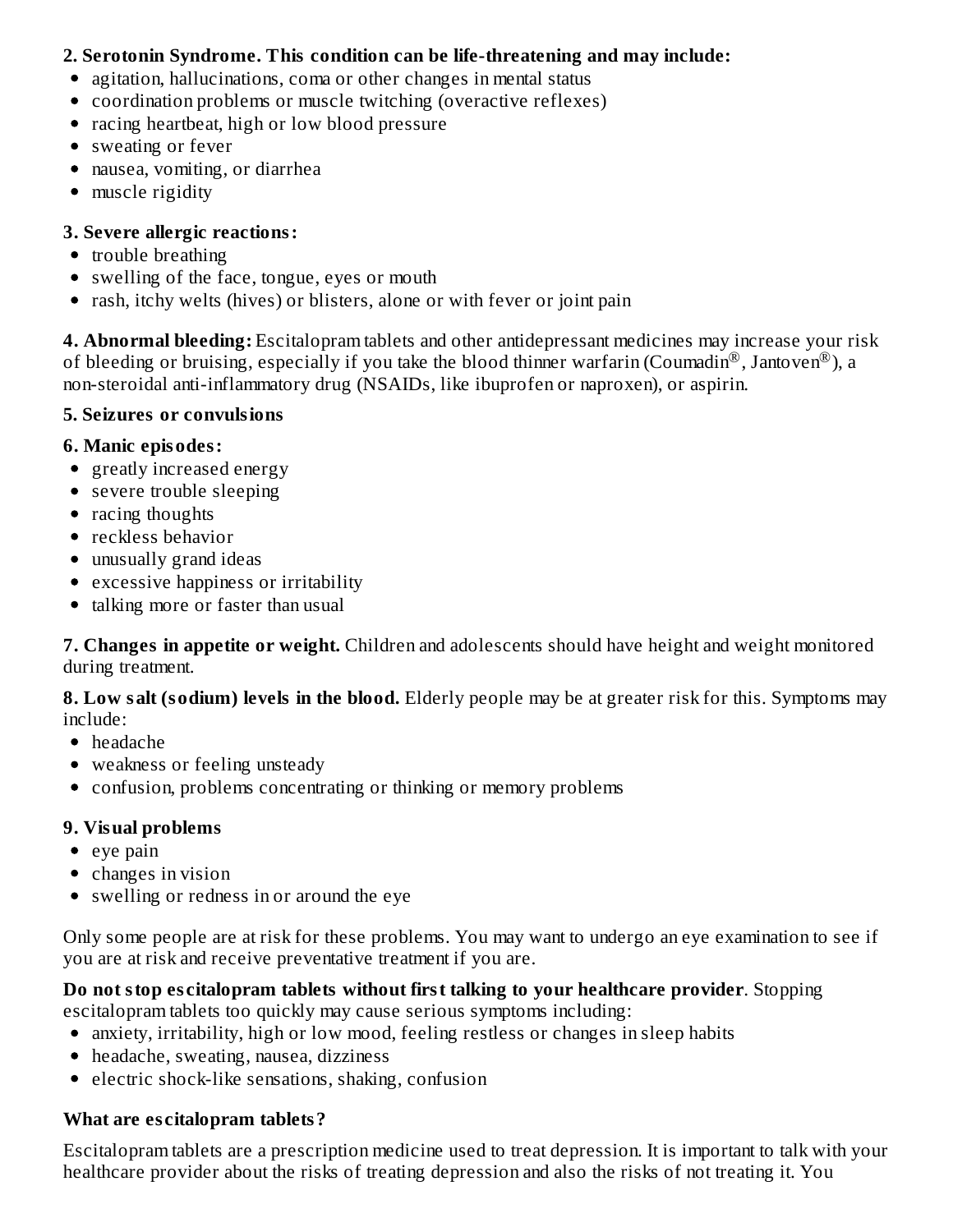**2. Serotonin Syndrome. This condition can be life-threatening and may include:**

- agitation, hallucinations, coma or other changes in mental status
- coordination problems or muscle twitching (overactive reflexes)
- racing heartbeat, high or low blood pressure
- sweating or fever
- nausea, vomiting, or diarrhea
- muscle rigidity

**3. Severe allergic reactions:**

- trouble breathing
- swelling of the face, tongue, eyes or mouth
- rash, itchy welts (hives) or blisters, alone or with fever or joint pain

**4. Abnormal bleeding:** Escitalopram tablets and other antidepressant medicines may increase your risk of bleeding or bruising, especially if you take the blood thinner warfarin (Coumadin®, Jantoven®), a non-steroidal anti-inflammatory drug (NSAIDs, like ibuprofen or naproxen), or aspirin.

**5. Seizures or convulsions**

**6. Manic episodes:**

- greatly increased energy
- severe trouble sleeping
- racing thoughts
- reckless behavior
- unusually grand ideas
- excessive happiness or irritability
- talking more or faster than usual

**7. Changes in appetite or weight.** Children and adolescents should have height and weight monitored during treatment.

**8. Low salt (sodium) levels in the blood.** Elderly people may be at greater risk for this. Symptoms may include:

- headache
- weakness or feeling unsteady
- confusion, problems concentrating or thinking or memory problems

**9. Visual problems**

- eye pain
- changes in vision
- swelling or redness in or around the eye

Only some people are at risk for these problems. You may want to undergo an eye examination to see if you are at risk and receive preventative treatment if you are.

**Do not stop escitalopram tablets without first talking to your healthcare provider**. Stopping escitalopram tablets too quickly may cause serious symptoms including:

- anxiety, irritability, high or low mood, feeling restless or changes in sleep habits
- headache, sweating, nausea, dizziness
- electric shock-like sensations, shaking, confusion

**What are escitalopram tablets?**

Escitalopram tablets are a prescription medicine used to treat depression. It is important to talk with your healthcare provider about the risks of treating depression and also the risks of not treating it. You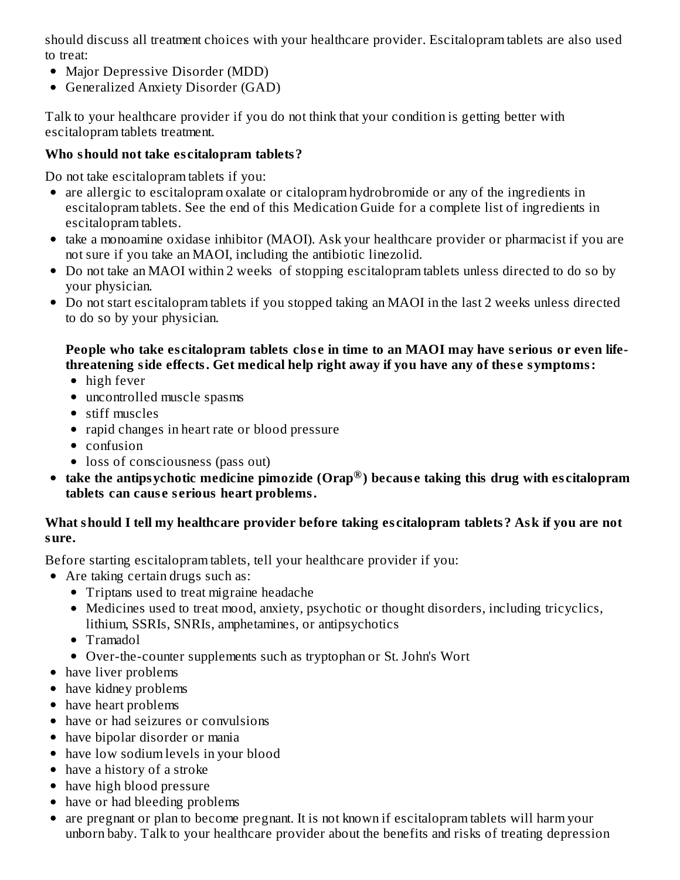should discuss all treatment choices with your healthcare provider. Escitalopram tablets are also used to treat:

- Major Depressive Disorder (MDD)
- Generalized Anxiety Disorder (GAD)

Talk to your healthcare provider if you do not think that your condition is getting better with escitalopram tablets treatment.

**Who should not take escitalopram tablets?**

Do not take escitalopram tablets if you:

- are allergic to escitalopram oxalate or citalopram hydrobromide or any of the ingredients in escitalopram tablets. See the end of this Medication Guide for a complete list of ingredients in escitalopram tablets.
- take a monoamine oxidase inhibitor (MAOI). Ask your healthcare provider or pharmacist if you are not sure if you take an MAOI, including the antibiotic linezolid.
- Do not take an MAOI within 2 weeks of stopping escitalopram tablets unless directed to do so by your physician.
- Do not start escitalopram tablets if you stopped taking an MAOI in the last 2 weeks unless directed to do so by your physician.

  **People who take escitalopram tablets close in time to an MAOI may have serious or even life-threatening side effects. Get medical help right away if you have any of these symptoms:**

  - high fever
  - uncontrolled muscle spasms
  - stiff muscles
  - rapid changes in heart rate or blood pressure
  - confusion
  - loss of consciousness (pass out)
- **take the antipsychotic medicine pimozide (Orap®) because taking this drug with escitalopram tablets can cause serious heart problems.**

**What should I tell my healthcare provider before taking escitalopram tablets? Ask if you are not sure.**

Before starting escitalopram tablets, tell your healthcare provider if you:

- Are taking certain drugs such as:
  - Triptans used to treat migraine headache
  - Medicines used to treat mood, anxiety, psychotic or thought disorders, including tricyclics, lithium, SSRIs, SNRIs, amphetamines, or antipsychotics
  - Tramadol
  - Over-the-counter supplements such as tryptophan or St. John's Wort
- have liver problems
- have kidney problems
- have heart problems
- have or had seizures or convulsions
- have bipolar disorder or mania
- have low sodium levels in your blood
- have a history of a stroke
- have high blood pressure
- have or had bleeding problems
- are pregnant or plan to become pregnant. It is not known if escitalopram tablets will harm your unborn baby. Talk to your healthcare provider about the benefits and risks of treating depression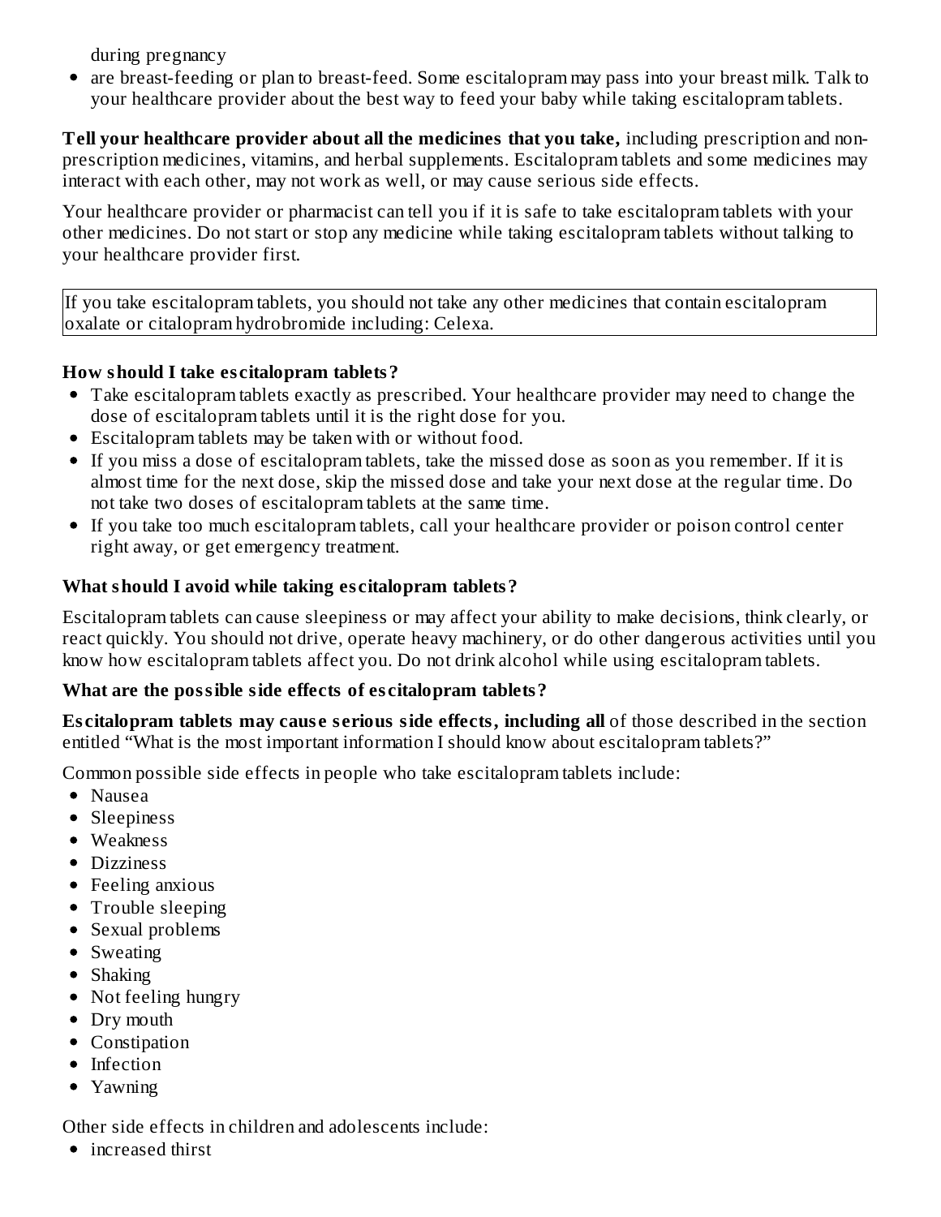during pregnancy

- are breast-feeding or plan to breast-feed. Some escitalopram may pass into your breast milk. Talk to your healthcare provider about the best way to feed your baby while taking escitalopram tablets.

**Tell your healthcare provider about all the medicines that you take,** including prescription and non-prescription medicines, vitamins, and herbal supplements. Escitalopram tablets and some medicines may interact with each other, may not work as well, or may cause serious side effects.

Your healthcare provider or pharmacist can tell you if it is safe to take escitalopram tablets with your other medicines. Do not start or stop any medicine while taking escitalopram tablets without talking to your healthcare provider first.

| If you take escitalopram tablets, you should not take any other medicines that contain escitalopram oxalate or citalopram hydrobromide including: Celexa. |
|---|

**How should I take escitalopram tablets?**

- Take escitalopram tablets exactly as prescribed. Your healthcare provider may need to change the dose of escitalopram tablets until it is the right dose for you.
- Escitalopram tablets may be taken with or without food.
- If you miss a dose of escitalopram tablets, take the missed dose as soon as you remember. If it is almost time for the next dose, skip the missed dose and take your next dose at the regular time. Do not take two doses of escitalopram tablets at the same time.
- If you take too much escitalopram tablets, call your healthcare provider or poison control center right away, or get emergency treatment.

**What should I avoid while taking escitalopram tablets?**

Escitalopram tablets can cause sleepiness or may affect your ability to make decisions, think clearly, or react quickly. You should not drive, operate heavy machinery, or do other dangerous activities until you know how escitalopram tablets affect you. Do not drink alcohol while using escitalopram tablets.

**What are the possible side effects of escitalopram tablets?**

**Escitalopram tablets may cause serious side effects, including all** of those described in the section entitled "What is the most important information I should know about escitalopram tablets?"

Common possible side effects in people who take escitalopram tablets include:

- Nausea
- Sleepiness
- Weakness
- Dizziness
- Feeling anxious
- Trouble sleeping
- Sexual problems
- Sweating
- Shaking
- Not feeling hungry
- Dry mouth
- Constipation
- Infection
- Yawning

Other side effects in children and adolescents include:

- increased thirst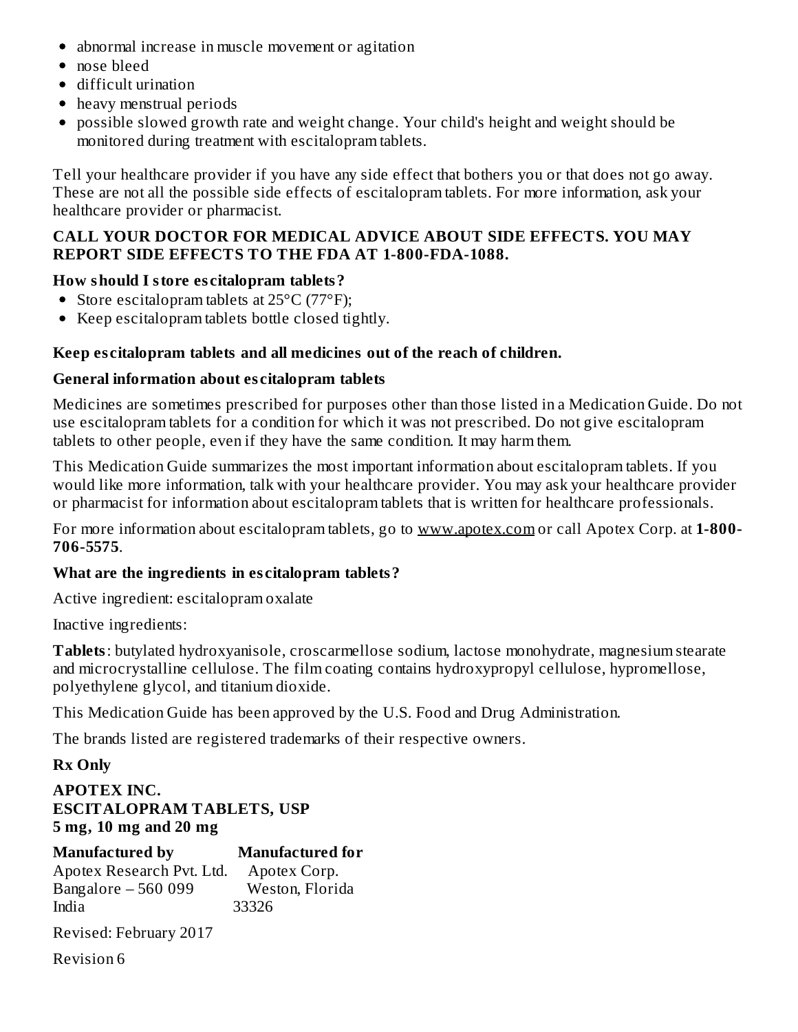- abnormal increase in muscle movement or agitation
- nose bleed
- difficult urination
- heavy menstrual periods
- possible slowed growth rate and weight change. Your child's height and weight should be monitored during treatment with escitalopram tablets.

Tell your healthcare provider if you have any side effect that bothers you or that does not go away. These are not all the possible side effects of escitalopram tablets. For more information, ask your healthcare provider or pharmacist.

**CALL YOUR DOCTOR FOR MEDICAL ADVICE ABOUT SIDE EFFECTS. YOU MAY REPORT SIDE EFFECTS TO THE FDA AT 1-800-FDA-1088.**

**How should I store escitalopram tablets?**

- Store escitalopram tablets at 25°C (77°F);
- Keep escitalopram tablets bottle closed tightly.

**Keep escitalopram tablets and all medicines out of the reach of children.**

**General information about escitalopram tablets**

Medicines are sometimes prescribed for purposes other than those listed in a Medication Guide. Do not use escitalopram tablets for a condition for which it was not prescribed. Do not give escitalopram tablets to other people, even if they have the same condition. It may harm them.

This Medication Guide summarizes the most important information about escitalopram tablets. If you would like more information, talk with your healthcare provider. You may ask your healthcare provider or pharmacist for information about escitalopram tablets that is written for healthcare professionals.

For more information about escitalopram tablets, go to www.apotex.com or call Apotex Corp. at **1-800-706-5575**.

**What are the ingredients in escitalopram tablets?**

Active ingredient: escitalopram oxalate

Inactive ingredients:

**Tablets**: butylated hydroxyanisole, croscarmellose sodium, lactose monohydrate, magnesium stearate and microcrystalline cellulose. The film coating contains hydroxypropyl cellulose, hypromellose, polyethylene glycol, and titanium dioxide.

This Medication Guide has been approved by the U.S. Food and Drug Administration.

The brands listed are registered trademarks of their respective owners.

**Rx Only**

**APOTEX INC.**
**ESCITALOPRAM TABLETS, USP**
**5 mg, 10 mg and 20 mg**

| **Manufactured by** | **Manufactured for** |
|---|---|
| Apotex Research Pvt. Ltd. | Apotex Corp. |
| Bangalore – 560 099 | Weston, Florida |
| India | 33326 |

Revised: February 2017

Revision 6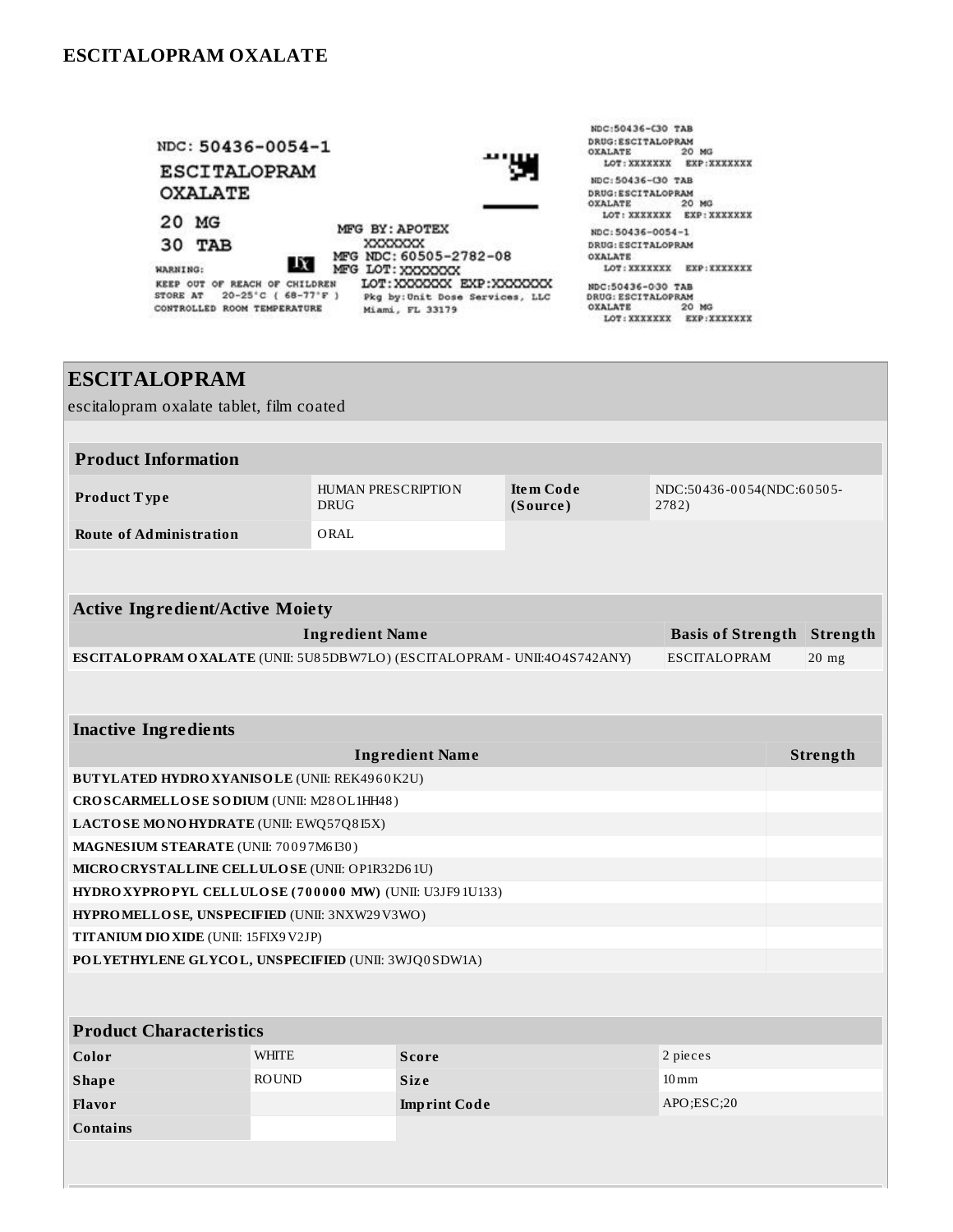# ESCITALOPRAM OXALATE

NDC: 50436-0054-1
ESCITALOPRAM OXALATE
20 MG
30 TAB

WARNING:
KEEP OUT OF REACH OF CHILDREN
STORE AT 20-25°C ( 68-77°F )
CONTROLLED ROOM TEMPERATURE

MFG BY: APOTEX
XXXXXXX
MFG NDC: 60505-2782-08
MFG LOT: XXXXXXX
LOT: XXXXXXX EXP: XXXXXXX
Pkg by: Unit Dose Services, LLC
Miami, FL 33179

NDC:50436-030 TAB
DRUG: ESCITALOPRAM OXALATE 20 MG
LOT: XXXXXXX EXP: XXXXXXX

NDC: 50436-030 TAB
DRUG: ESCITALOPRAM OXALATE 20 MG
LOT: XXXXXXX EXP: XXXXXXX

NDC: 50436-0054-1
DRUG: ESCITALOPRAM OXALATE
LOT: XXXXXXX EXP: XXXXXXX

NDC:50436-030 TAB
DRUG: ESCITALOPRAM OXALATE 20 MG
LOT: XXXXXXX EXP: XXXXXXX

## ESCITALOPRAM

escitalopram oxalate tablet, film coated

### Product Information

| | | | |
|---|---|---|---|
| **Product Type** | HUMAN PRESCRIPTION DRUG | **Item Code (Source)** | NDC:50436-0054(NDC:60505-2782) |
| **Route of Administration** | ORAL | | |

### Active Ingredient/Active Moiety

| Ingredient Name | Basis of Strength | Strength |
|---|---|---|
| **ESCITALOPRAM OXALATE** (UNII: 5U85DBW7LO) (ESCITALOPRAM - UNII:4O4S742ANY) | ESCITALOPRAM | 20 mg |

### Inactive Ingredients

| Ingredient Name | Strength |
|---|---|
| **BUTYLATED HYDROXYANISOLE** (UNII: REK4960K2U) | |
| **CROSCARMELLOSE SODIUM** (UNII: M28OL1HH48) | |
| **LACTOSE MONOHYDRATE** (UNII: EWQ57Q8I5X) | |
| **MAGNESIUM STEARATE** (UNII: 70097M6I30) | |
| **MICROCRYSTALLINE CELLULOSE** (UNII: OP1R32D61U) | |
| **HYDROXYPROPYL CELLULOSE (700000 MW)** (UNII: U3JF91U133) | |
| **HYPROMELLOSE, UNSPECIFIED** (UNII: 3NXW29V3WO) | |
| **TITANIUM DIOXIDE** (UNII: 15FIX9V2JP) | |
| **POLYETHYLENE GLYCOL, UNSPECIFIED** (UNII: 3WJQ0SDW1A) | |

### Product Characteristics

| | | | |
|---|---|---|---|
| **Color** | WHITE | **Score** | 2 pieces |
| **Shape** | ROUND | **Size** | 10mm |
| **Flavor** | | **Imprint Code** | APO;ESC;20 |
| **Contains** | | | |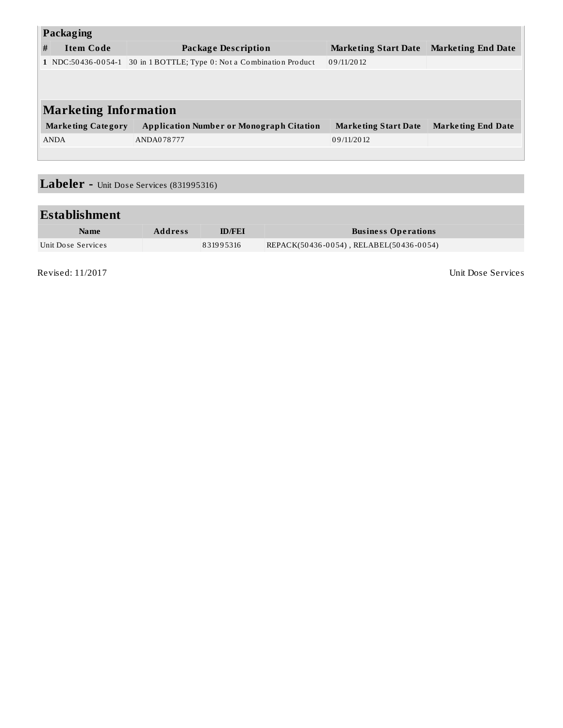### Packaging

| # | Item Code | Package Description | Marketing Start Date | Marketing End Date |
|---|---|---|---|---|
| 1 | NDC:50436-0054-1 | 30 in 1 BOTTLE; Type 0: Not a Combination Product | 09/11/2012 | |

### Marketing Information

| Marketing Category | Application Number or Monograph Citation | Marketing Start Date | Marketing End Date |
|---|---|---|---|
| ANDA | ANDA078777 | 09/11/2012 | |

## Labeler - Unit Dose Services (831995316)

## Establishment

| Name | Address | ID/FEI | Business Operations |
|---|---|---|---|
| Unit Dose Services | | 831995316 | REPACK(50436-0054) , RELABEL(50436-0054) |

Revised: 11/2017

Unit Dose Services